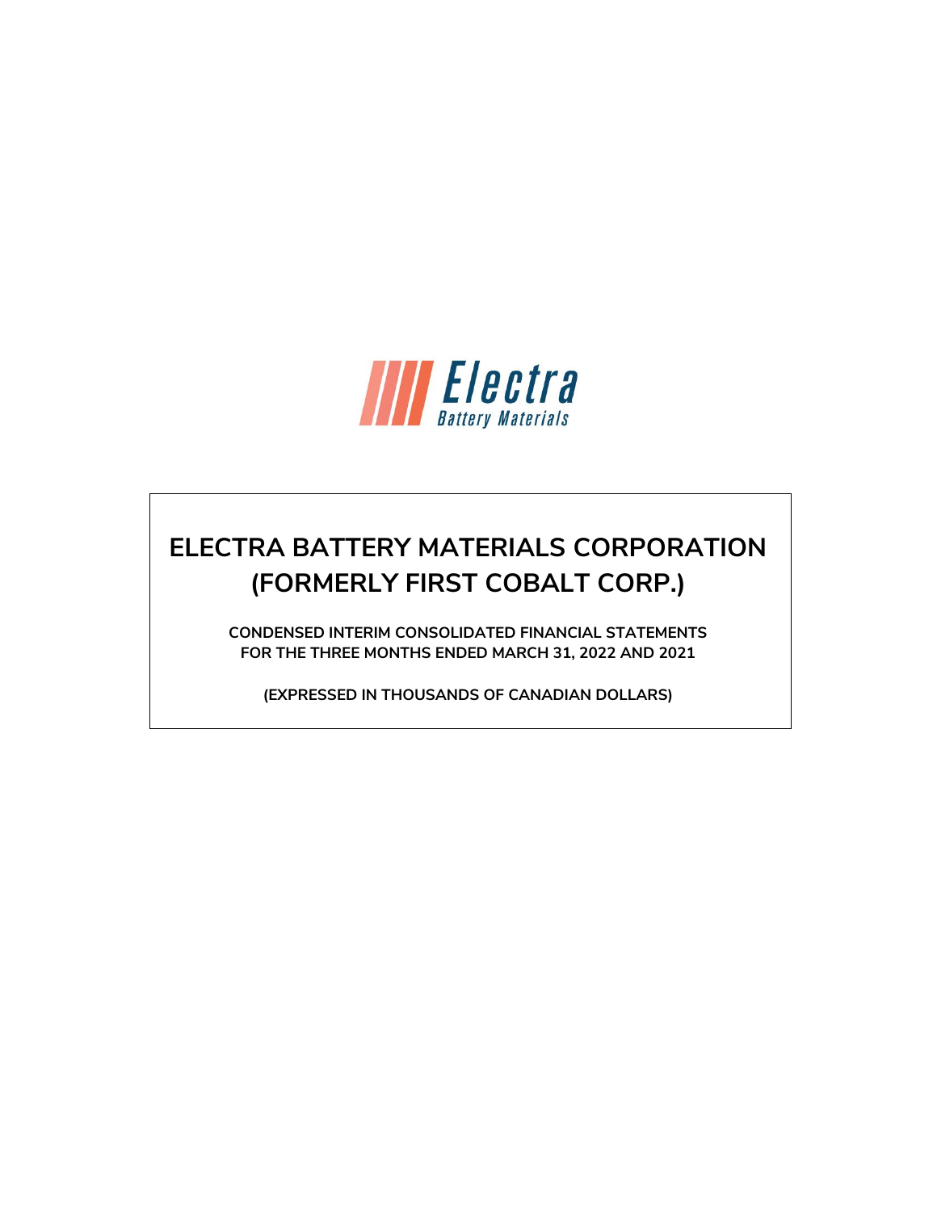# ELECTRA BATTERY MATERIALS CORPORATION (FORMERLY FIRST COBALT CORP.)

**CONDENSED INTERIM CONSOLIDATED FINANCIAL STATEMENTS FOR THE THREE MONTHS ENDED MARCH 31, 2022 AND 2021**

**(EXPRESSED IN THOUSANDS OF CANADIAN DOLLARS)**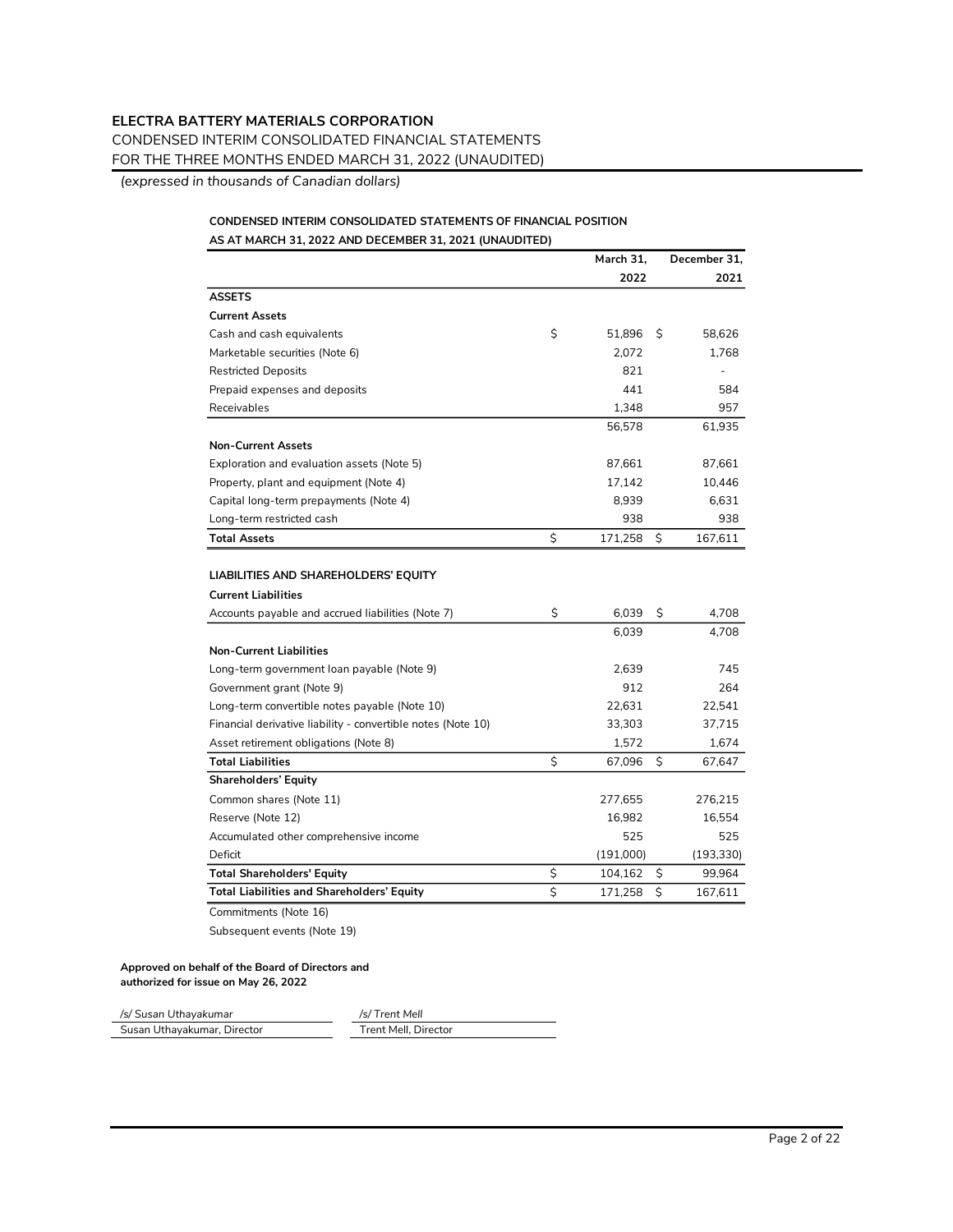**ELECTRA BATTERY MATERIALS CORPORATION**

CONDENSED INTERIM CONSOLIDATED FINANCIAL STATEMENTS

FOR THE THREE MONTHS ENDED MARCH 31, 2022 (UNAUDITED)

*(expressed in thousands of Canadian dollars)*

**CONDENSED INTERIM CONSOLIDATED STATEMENTS OF FINANCIAL POSITION**

**AS AT MARCH 31, 2022 AND DECEMBER 31, 2021 (UNAUDITED)**

| | March 31, 2022 | December 31, 2021 |
|---|---|---|
| **ASSETS** | | |
| **Current Assets** | | |
| Cash and cash equivalents | $ 51,896 | $ 58,626 |
| Marketable securities (Note 6) | 2,072 | 1,768 |
| Restricted Deposits | 821 | - |
| Prepaid expenses and deposits | 441 | 584 |
| Receivables | 1,348 | 957 |
| | 56,578 | 61,935 |
| **Non-Current Assets** | | |
| Exploration and evaluation assets (Note 5) | 87,661 | 87,661 |
| Property, plant and equipment (Note 4) | 17,142 | 10,446 |
| Capital long-term prepayments (Note 4) | 8,939 | 6,631 |
| Long-term restricted cash | 938 | 938 |
| **Total Assets** | $ 171,258 | $ 167,611 |
| | | |
| **LIABILITIES AND SHAREHOLDERS' EQUITY** | | |
| **Current Liabilities** | | |
| Accounts payable and accrued liabilities (Note 7) | $ 6,039 | $ 4,708 |
| | 6,039 | 4,708 |
| **Non-Current Liabilities** | | |
| Long-term government loan payable (Note 9) | 2,639 | 745 |
| Government grant (Note 9) | 912 | 264 |
| Long-term convertible notes payable (Note 10) | 22,631 | 22,541 |
| Financial derivative liability - convertible notes (Note 10) | 33,303 | 37,715 |
| Asset retirement obligations (Note 8) | 1,572 | 1,674 |
| **Total Liabilities** | $ 67,096 | $ 67,647 |
| **Shareholders' Equity** | | |
| Common shares (Note 11) | 277,655 | 276,215 |
| Reserve (Note 12) | 16,982 | 16,554 |
| Accumulated other comprehensive income | 525 | 525 |
| Deficit | (191,000) | (193,330) |
| **Total Shareholders' Equity** | $ 104,162 | $ 99,964 |
| **Total Liabilities and Shareholders' Equity** | $ 171,258 | $ 167,611 |

Commitments (Note 16)

Subsequent events (Note 19)

**Approved on behalf of the Board of Directors and authorized for issue on May 26, 2022**

| /s/ Susan Uthayakumar | /s/ Trent Mell |
|---|---|
| Susan Uthayakumar, Director | Trent Mell, Director |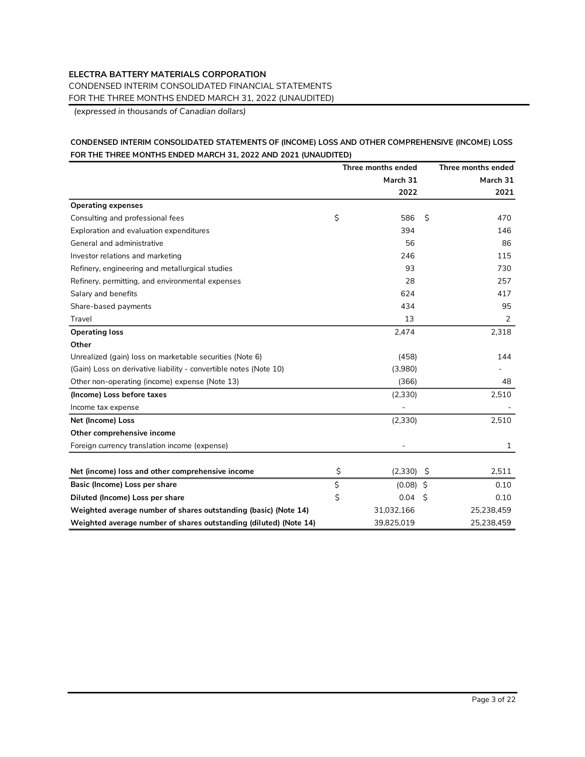**ELECTRA BATTERY MATERIALS CORPORATION**
CONDENSED INTERIM CONSOLIDATED FINANCIAL STATEMENTS
FOR THE THREE MONTHS ENDED MARCH 31, 2022 (UNAUDITED)
*(expressed in thousands of Canadian dollars)*

**CONDENSED INTERIM CONSOLIDATED STATEMENTS OF (INCOME) LOSS AND OTHER COMPREHENSIVE (INCOME) LOSS FOR THE THREE MONTHS ENDED MARCH 31, 2022 AND 2021 (UNAUDITED)**

| | Three months ended March 31 2022 | Three months ended March 31 2021 |
|---|---|---|
| **Operating expenses** | | |
| Consulting and professional fees | $ 586 | $ 470 |
| Exploration and evaluation expenditures | 394 | 146 |
| General and administrative | 56 | 86 |
| Investor relations and marketing | 246 | 115 |
| Refinery, engineering and metallurgical studies | 93 | 730 |
| Refinery, permitting, and environmental expenses | 28 | 257 |
| Salary and benefits | 624 | 417 |
| Share-based payments | 434 | 95 |
| Travel | 13 | 2 |
| **Operating loss** | 2,474 | 2,318 |
| **Other** | | |
| Unrealized (gain) loss on marketable securities (Note 6) | (458) | 144 |
| (Gain) Loss on derivative liability - convertible notes (Note 10) | (3,980) | - |
| Other non-operating (income) expense (Note 13) | (366) | 48 |
| **(Income) Loss before taxes** | (2,330) | 2,510 |
| Income tax expense | - | - |
| **Net (Income) Loss** | (2,330) | 2,510 |
| **Other comprehensive income** | | |
| Foreign currency translation income (expense) | - | 1 |
| **Net (income) loss and other comprehensive income** | $ (2,330) | $ 2,511 |
| **Basic (Income) Loss per share** | $ (0.08) | $ 0.10 |
| **Diluted (Income) Loss per share** | $ 0.04 | $ 0.10 |
| **Weighted average number of shares outstanding (basic) (Note 14)** | 31,032,166 | 25,238,459 |
| **Weighted average number of shares outstanding (diluted) (Note 14)** | 39,825,019 | 25,238,459 |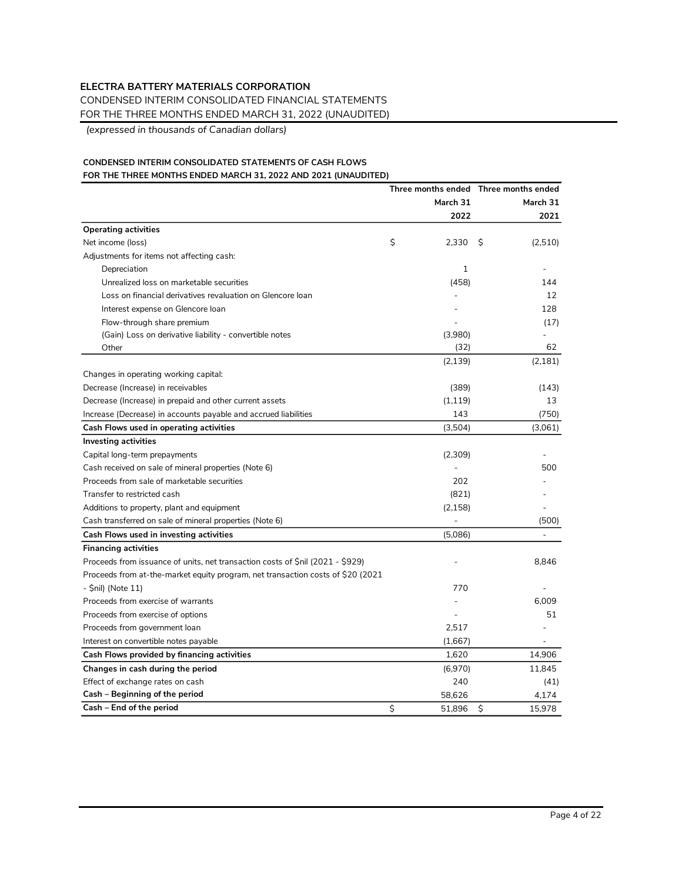**ELECTRA BATTERY MATERIALS CORPORATION**

CONDENSED INTERIM CONSOLIDATED FINANCIAL STATEMENTS

FOR THE THREE MONTHS ENDED MARCH 31, 2022 (UNAUDITED)

*(expressed in thousands of Canadian dollars)*

**CONDENSED INTERIM CONSOLIDATED STATEMENTS OF CASH FLOWS**
**FOR THE THREE MONTHS ENDED MARCH 31, 2022 AND 2021 (UNAUDITED)**

| | Three months ended March 31 2022 | Three months ended March 31 2021 |
|---|---|---|
| **Operating activities** | | |
| Net income (loss) | $ 2,330 | $ (2,510) |
| Adjustments for items not affecting cash: | | |
| Depreciation | 1 | - |
| Unrealized loss on marketable securities | (458) | 144 |
| Loss on financial derivatives revaluation on Glencore loan | - | 12 |
| Interest expense on Glencore loan | - | 128 |
| Flow-through share premium | - | (17) |
| (Gain) Loss on derivative liability - convertible notes | (3,980) | - |
| Other | (32) | 62 |
| | (2,139) | (2,181) |
| Changes in operating working capital: | | |
| Decrease (Increase) in receivables | (389) | (143) |
| Decrease (Increase) in prepaid and other current assets | (1,119) | 13 |
| Increase (Decrease) in accounts payable and accrued liabilities | 143 | (750) |
| **Cash Flows used in operating activities** | (3,504) | (3,061) |
| **Investing activities** | | |
| Capital long-term prepayments | (2,309) | - |
| Cash received on sale of mineral properties (Note 6) | - | 500 |
| Proceeds from sale of marketable securities | 202 | - |
| Transfer to restricted cash | (821) | - |
| Additions to property, plant and equipment | (2,158) | - |
| Cash transferred on sale of mineral properties (Note 6) | - | (500) |
| **Cash Flows used in investing activities** | (5,086) | - |
| **Financing activities** | | |
| Proceeds from issuance of units, net transaction costs of $nil (2021 - $929) | - | 8,846 |
| Proceeds from at-the-market equity program, net transaction costs of $20 (2021 - $nil) (Note 11) | 770 | - |
| Proceeds from exercise of warrants | - | 6,009 |
| Proceeds from exercise of options | - | 51 |
| Proceeds from government loan | 2,517 | - |
| Interest on convertible notes payable | (1,667) | - |
| **Cash Flows provided by financing activities** | 1,620 | 14,906 |
| **Changes in cash during the period** | (6,970) | 11,845 |
| Effect of exchange rates on cash | 240 | (41) |
| **Cash – Beginning of the period** | 58,626 | 4,174 |
| **Cash – End of the period** | $ 51,896 | $ 15,978 |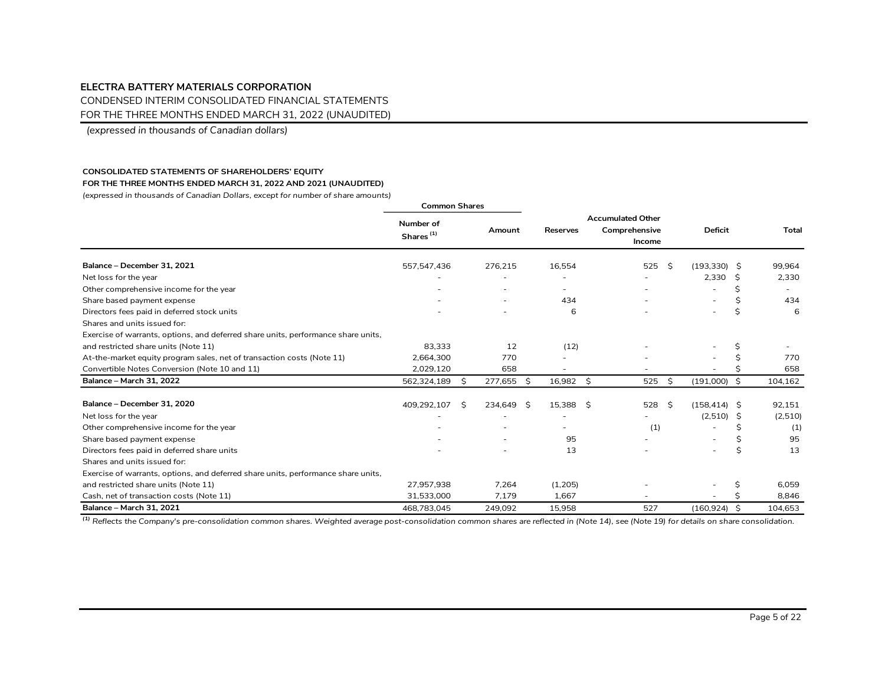**ELECTRA BATTERY MATERIALS CORPORATION**
CONDENSED INTERIM CONSOLIDATED FINANCIAL STATEMENTS
FOR THE THREE MONTHS ENDED MARCH 31, 2022 (UNAUDITED)

*(expressed in thousands of Canadian dollars)*

**CONSOLIDATED STATEMENTS OF SHAREHOLDERS' EQUITY**
**FOR THE THREE MONTHS ENDED MARCH 31, 2022 AND 2021 (UNAUDITED)**
*(expressed in thousands of Canadian Dollars, except for number of share amounts)*

| | Common Shares | | | | | |
|---|---|---|---|---|---|---|
| | Number of Shares [(1)] | Amount | Reserves | Accumulated Other Comprehensive Income | Deficit | Total |
| **Balance – December 31, 2021** | 557,547,436 | 276,215 | 16,554 | 525 | $ (193,330) | $ 99,964 |
| Net loss for the year | - | - | - | - | 2,330 | $ 2,330 |
| Other comprehensive income for the year | - | - | - | - | - | $ - |
| Share based payment expense | - | - | 434 | - | - | $ 434 |
| Directors fees paid in deferred stock units | - | - | 6 | - | - | $ 6 |
| Shares and units issued for: | | | | | | |
| Exercise of warrants, options, and deferred share units, performance share units, and restricted share units (Note 11) | 83,333 | 12 | (12) | - | - | $ - |
| At-the-market equity program sales, net of transaction costs (Note 11) | 2,664,300 | 770 | - | - | - | $ 770 |
| Convertible Notes Conversion (Note 10 and 11) | 2,029,120 | 658 | - | - | - | $ 658 |
| **Balance – March 31, 2022** | 562,324,189 | $ 277,655 | $ 16,982 | $ 525 | $ (191,000) | $ 104,162 |
| **Balance – December 31, 2020** | 409,292,107 | $ 234,649 | $ 15,388 | $ 528 | $ (158,414) | $ 92,151 |
| Net loss for the year | - | - | - | - | (2,510) | $ (2,510) |
| Other comprehensive income for the year | - | - | - | (1) | - | $ (1) |
| Share based payment expense | - | - | 95 | - | - | $ 95 |
| Directors fees paid in deferred share units | - | - | 13 | - | - | $ 13 |
| Shares and units issued for: | | | | | | |
| Exercise of warrants, options, and deferred share units, performance share units, and restricted share units (Note 11) | 27,957,938 | 7,264 | (1,205) | - | - | $ 6,059 |
| Cash, net of transaction costs (Note 11) | 31,533,000 | 7,179 | 1,667 | - | - | $ 8,846 |
| **Balance – March 31, 2021** | 468,783,045 | 249,092 | 15,958 | 527 | (160,924) | $ 104,653 |

*[(1)] Reflects the Company's pre-consolidation common shares. Weighted average post-consolidation common shares are reflected in (Note 14), see (Note 19) for details on share consolidation.*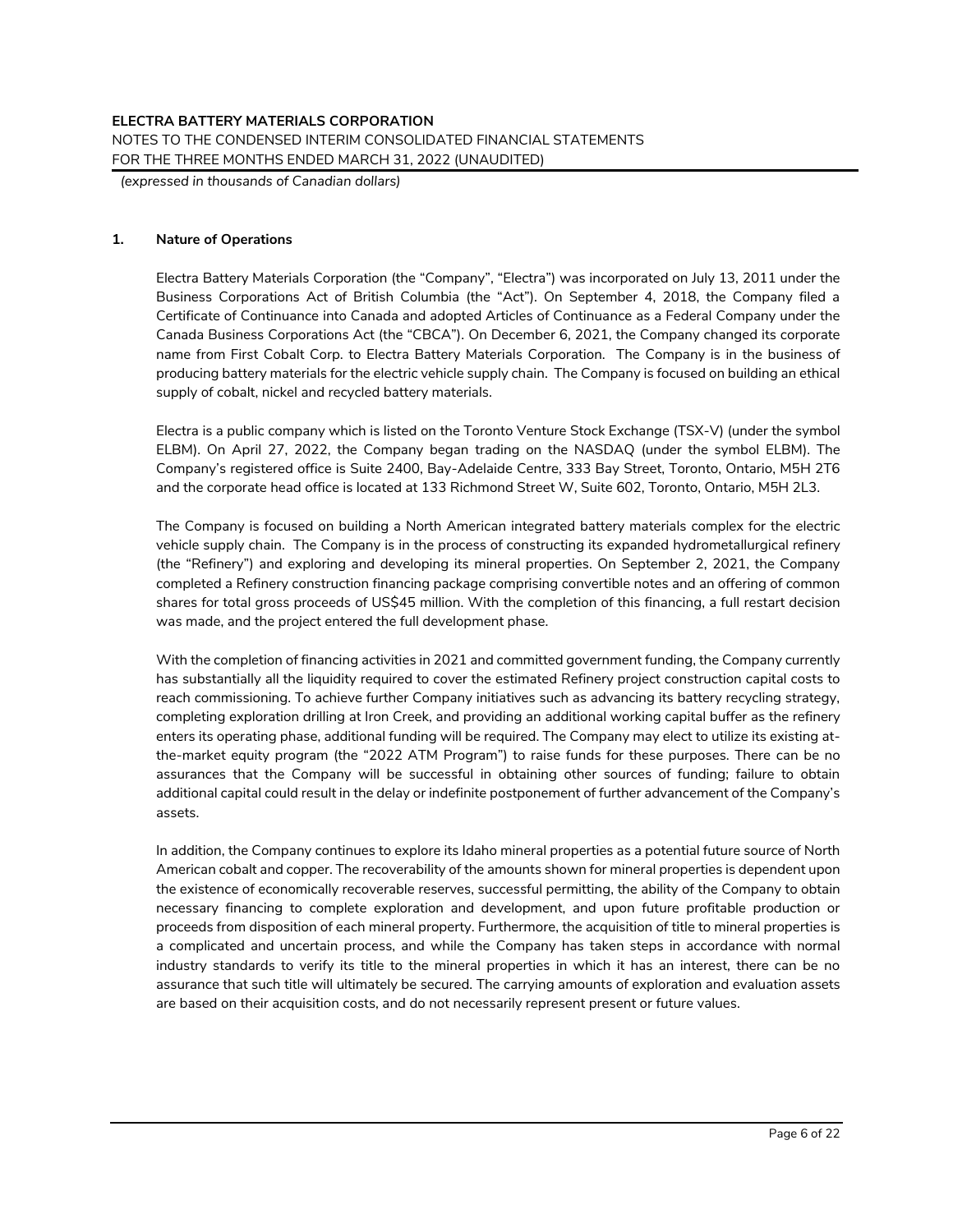## 1. Nature of Operations

Electra Battery Materials Corporation (the "Company", "Electra") was incorporated on July 13, 2011 under the Business Corporations Act of British Columbia (the "Act"). On September 4, 2018, the Company filed a Certificate of Continuance into Canada and adopted Articles of Continuance as a Federal Company under the Canada Business Corporations Act (the "CBCA"). On December 6, 2021, the Company changed its corporate name from First Cobalt Corp. to Electra Battery Materials Corporation. The Company is in the business of producing battery materials for the electric vehicle supply chain. The Company is focused on building an ethical supply of cobalt, nickel and recycled battery materials.

Electra is a public company which is listed on the Toronto Venture Stock Exchange (TSX-V) (under the symbol ELBM). On April 27, 2022, the Company began trading on the NASDAQ (under the symbol ELBM). The Company's registered office is Suite 2400, Bay-Adelaide Centre, 333 Bay Street, Toronto, Ontario, M5H 2T6 and the corporate head office is located at 133 Richmond Street W, Suite 602, Toronto, Ontario, M5H 2L3.

The Company is focused on building a North American integrated battery materials complex for the electric vehicle supply chain. The Company is in the process of constructing its expanded hydrometallurgical refinery (the "Refinery") and exploring and developing its mineral properties. On September 2, 2021, the Company completed a Refinery construction financing package comprising convertible notes and an offering of common shares for total gross proceeds of US$45 million. With the completion of this financing, a full restart decision was made, and the project entered the full development phase.

With the completion of financing activities in 2021 and committed government funding, the Company currently has substantially all the liquidity required to cover the estimated Refinery project construction capital costs to reach commissioning. To achieve further Company initiatives such as advancing its battery recycling strategy, completing exploration drilling at Iron Creek, and providing an additional working capital buffer as the refinery enters its operating phase, additional funding will be required. The Company may elect to utilize its existing at-the-market equity program (the "2022 ATM Program") to raise funds for these purposes. There can be no assurances that the Company will be successful in obtaining other sources of funding; failure to obtain additional capital could result in the delay or indefinite postponement of further advancement of the Company's assets.

In addition, the Company continues to explore its Idaho mineral properties as a potential future source of North American cobalt and copper. The recoverability of the amounts shown for mineral properties is dependent upon the existence of economically recoverable reserves, successful permitting, the ability of the Company to obtain necessary financing to complete exploration and development, and upon future profitable production or proceeds from disposition of each mineral property. Furthermore, the acquisition of title to mineral properties is a complicated and uncertain process, and while the Company has taken steps in accordance with normal industry standards to verify its title to the mineral properties in which it has an interest, there can be no assurance that such title will ultimately be secured. The carrying amounts of exploration and evaluation assets are based on their acquisition costs, and do not necessarily represent present or future values.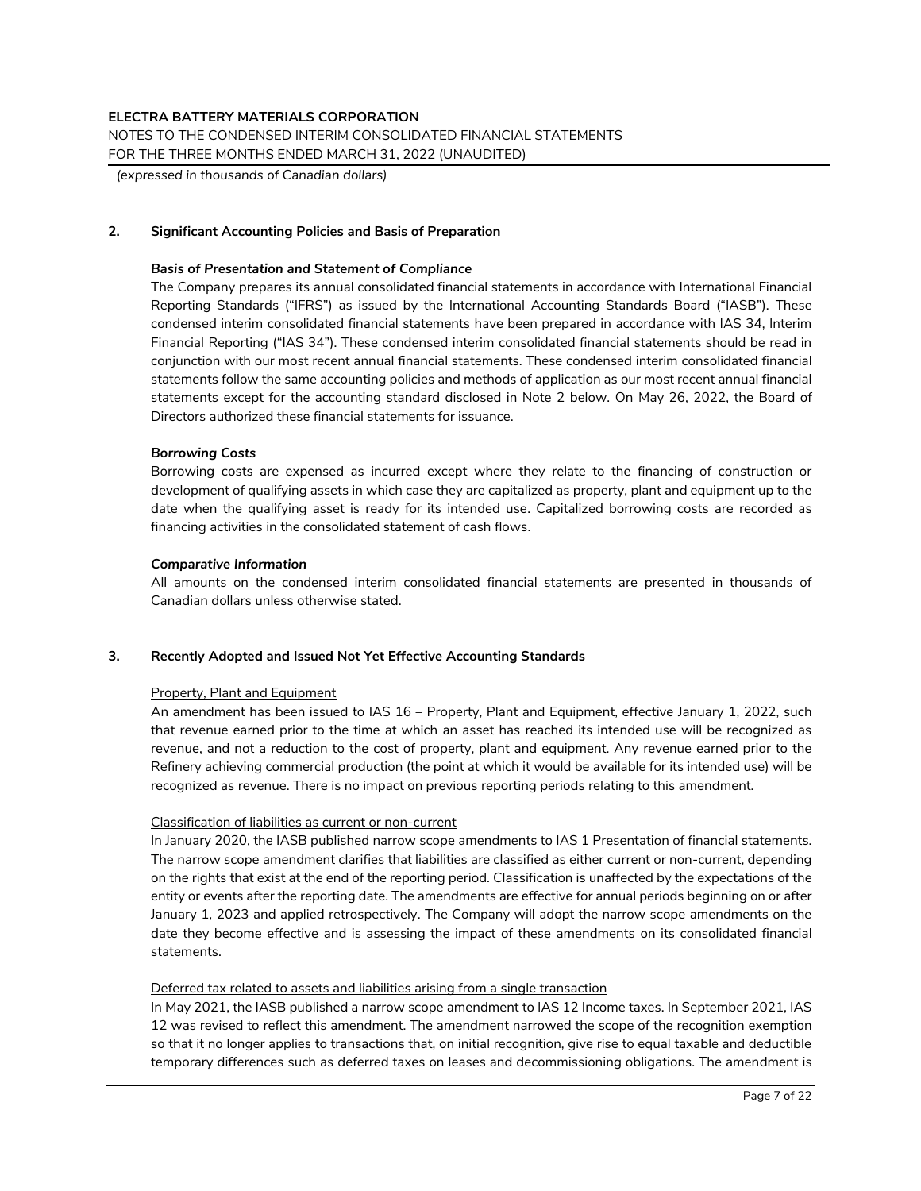## 2. Significant Accounting Policies and Basis of Preparation

***Basis of Presentation and Statement of Compliance***

The Company prepares its annual consolidated financial statements in accordance with International Financial Reporting Standards ("IFRS") as issued by the International Accounting Standards Board ("IASB"). These condensed interim consolidated financial statements have been prepared in accordance with IAS 34, Interim Financial Reporting ("IAS 34"). These condensed interim consolidated financial statements should be read in conjunction with our most recent annual financial statements. These condensed interim consolidated financial statements follow the same accounting policies and methods of application as our most recent annual financial statements except for the accounting standard disclosed in Note 2 below. On May 26, 2022, the Board of Directors authorized these financial statements for issuance.

***Borrowing Costs***

Borrowing costs are expensed as incurred except where they relate to the financing of construction or development of qualifying assets in which case they are capitalized as property, plant and equipment up to the date when the qualifying asset is ready for its intended use. Capitalized borrowing costs are recorded as financing activities in the consolidated statement of cash flows.

***Comparative Information***

All amounts on the condensed interim consolidated financial statements are presented in thousands of Canadian dollars unless otherwise stated.

## 3. Recently Adopted and Issued Not Yet Effective Accounting Standards

Property, Plant and Equipment

An amendment has been issued to IAS 16 – Property, Plant and Equipment, effective January 1, 2022, such that revenue earned prior to the time at which an asset has reached its intended use will be recognized as revenue, and not a reduction to the cost of property, plant and equipment. Any revenue earned prior to the Refinery achieving commercial production (the point at which it would be available for its intended use) will be recognized as revenue. There is no impact on previous reporting periods relating to this amendment.

Classification of liabilities as current or non-current

In January 2020, the IASB published narrow scope amendments to IAS 1 Presentation of financial statements. The narrow scope amendment clarifies that liabilities are classified as either current or non-current, depending on the rights that exist at the end of the reporting period. Classification is unaffected by the expectations of the entity or events after the reporting date. The amendments are effective for annual periods beginning on or after January 1, 2023 and applied retrospectively. The Company will adopt the narrow scope amendments on the date they become effective and is assessing the impact of these amendments on its consolidated financial statements.

Deferred tax related to assets and liabilities arising from a single transaction

In May 2021, the IASB published a narrow scope amendment to IAS 12 Income taxes. In September 2021, IAS 12 was revised to reflect this amendment. The amendment narrowed the scope of the recognition exemption so that it no longer applies to transactions that, on initial recognition, give rise to equal taxable and deductible temporary differences such as deferred taxes on leases and decommissioning obligations. The amendment is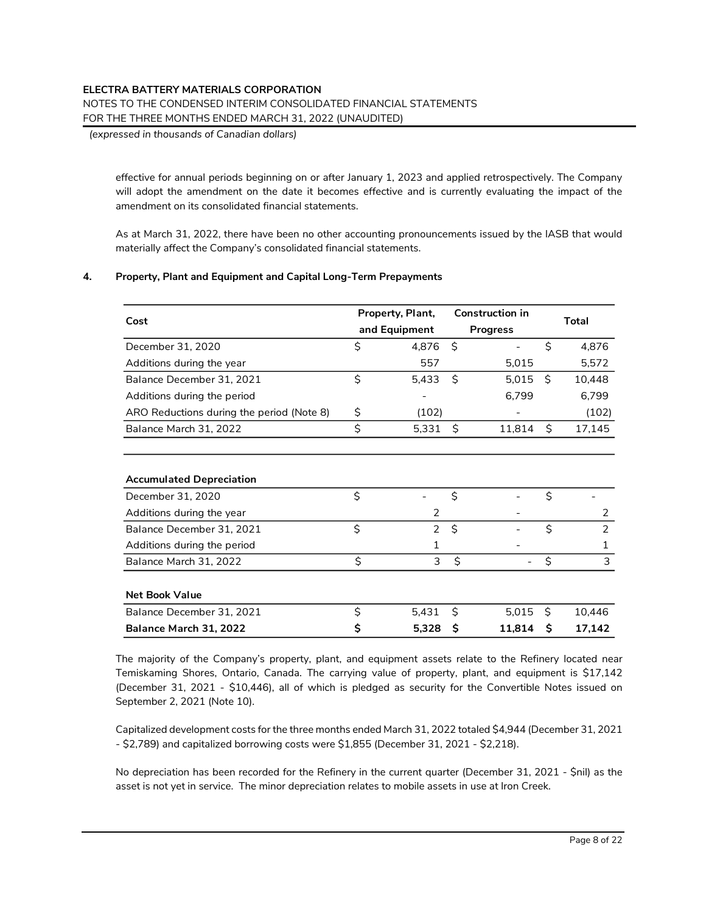effective for annual periods beginning on or after January 1, 2023 and applied retrospectively. The Company will adopt the amendment on the date it becomes effective and is currently evaluating the impact of the amendment on its consolidated financial statements.

As at March 31, 2022, there have been no other accounting pronouncements issued by the IASB that would materially affect the Company's consolidated financial statements.

## 4. Property, Plant and Equipment and Capital Long-Term Prepayments

| Cost | Property, Plant, and Equipment | Construction in Progress | Total |
|---|---|---|---|
| December 31, 2020 | $ 4,876 | $ - | $ 4,876 |
| Additions during the year | 557 | 5,015 | 5,572 |
| Balance December 31, 2021 | $ 5,433 | $ 5,015 | $ 10,448 |
| Additions during the period | - | 6,799 | 6,799 |
| ARO Reductions during the period (Note 8) | $ (102) | - | (102) |
| Balance March 31, 2022 | $ 5,331 | $ 11,814 | $ 17,145 |
| | | | |
| **Accumulated Depreciation** | | | |
| December 31, 2020 | $ - | $ - | $ - |
| Additions during the year | 2 | - | 2 |
| Balance December 31, 2021 | $ 2 | $ - | $ 2 |
| Additions during the period | 1 | - | 1 |
| Balance March 31, 2022 | $ 3 | $ - | $ 3 |
| | | | |
| **Net Book Value** | | | |
| Balance December 31, 2021 | $ 5,431 | $ 5,015 | $ 10,446 |
| **Balance March 31, 2022** | **$ 5,328** | **$ 11,814** | **$ 17,142** |

The majority of the Company's property, plant, and equipment assets relate to the Refinery located near Temiskaming Shores, Ontario, Canada. The carrying value of property, plant, and equipment is $17,142 (December 31, 2021 - $10,446), all of which is pledged as security for the Convertible Notes issued on September 2, 2021 (Note 10).

Capitalized development costs for the three months ended March 31, 2022 totaled $4,944 (December 31, 2021 - $2,789) and capitalized borrowing costs were $1,855 (December 31, 2021 - $2,218).

No depreciation has been recorded for the Refinery in the current quarter (December 31, 2021 - $nil) as the asset is not yet in service. The minor depreciation relates to mobile assets in use at Iron Creek.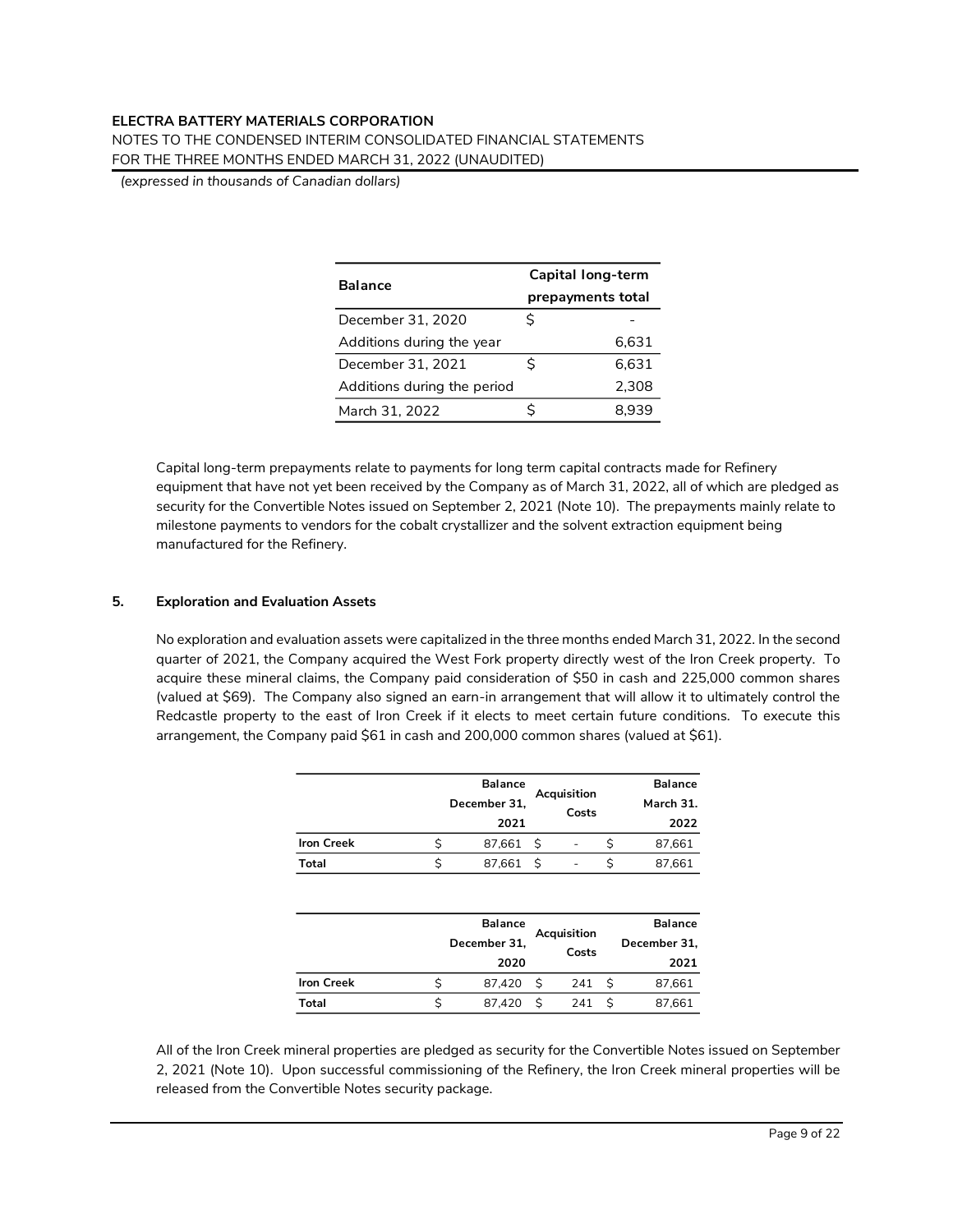| Balance | Capital long-term prepayments total |
|---|---|
| December 31, 2020 | $ - |
| Additions during the year | 6,631 |
| December 31, 2021 | $ 6,631 |
| Additions during the period | 2,308 |
| March 31, 2022 | $ 8,939 |

Capital long-term prepayments relate to payments for long term capital contracts made for Refinery equipment that have not yet been received by the Company as of March 31, 2022, all of which are pledged as security for the Convertible Notes issued on September 2, 2021 (Note 10). The prepayments mainly relate to milestone payments to vendors for the cobalt crystallizer and the solvent extraction equipment being manufactured for the Refinery.

## 5. Exploration and Evaluation Assets

No exploration and evaluation assets were capitalized in the three months ended March 31, 2022. In the second quarter of 2021, the Company acquired the West Fork property directly west of the Iron Creek property. To acquire these mineral claims, the Company paid consideration of $50 in cash and 225,000 common shares (valued at $69). The Company also signed an earn-in arrangement that will allow it to ultimately control the Redcastle property to the east of Iron Creek if it elects to meet certain future conditions. To execute this arrangement, the Company paid $61 in cash and 200,000 common shares (valued at $61).

| | Balance December 31, 2021 | Acquisition Costs | Balance March 31. 2022 |
|---|---|---|---|
| **Iron Creek** | $ 87,661 | $ - | $ 87,661 |
| **Total** | $ 87,661 | $ - | $ 87,661 |

| | Balance December 31, 2020 | Acquisition Costs | Balance December 31, 2021 |
|---|---|---|---|
| **Iron Creek** | $ 87,420 | $ 241 | $ 87,661 |
| **Total** | $ 87,420 | $ 241 | $ 87,661 |

All of the Iron Creek mineral properties are pledged as security for the Convertible Notes issued on September 2, 2021 (Note 10). Upon successful commissioning of the Refinery, the Iron Creek mineral properties will be released from the Convertible Notes security package.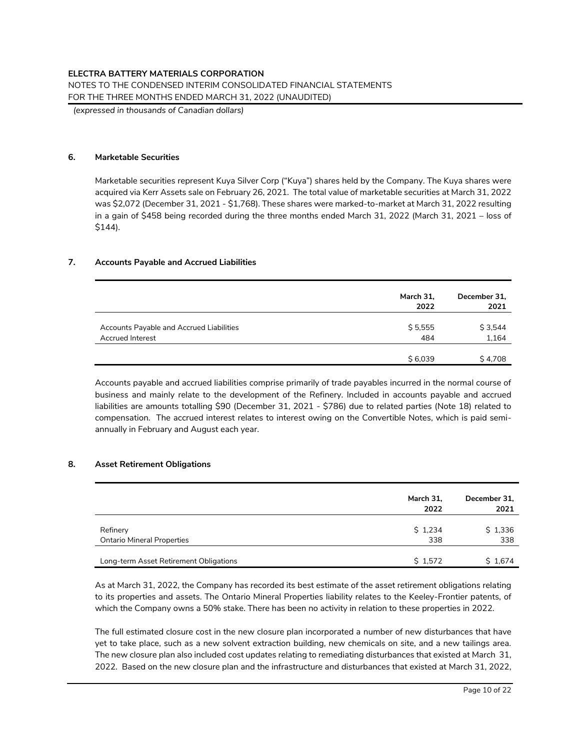## 6. Marketable Securities

Marketable securities represent Kuya Silver Corp ("Kuya") shares held by the Company. The Kuya shares were acquired via Kerr Assets sale on February 26, 2021. The total value of marketable securities at March 31, 2022 was $2,072 (December 31, 2021 - $1,768). These shares were marked-to-market at March 31, 2022 resulting in a gain of $458 being recorded during the three months ended March 31, 2022 (March 31, 2021 – loss of $144).

## 7. Accounts Payable and Accrued Liabilities

| | March 31, 2022 | December 31, 2021 |
|---|---|---|
| Accounts Payable and Accrued Liabilities | $ 5,555 | $ 3,544 |
| Accrued Interest | 484 | 1,164 |
| | $ 6,039 | $ 4,708 |

Accounts payable and accrued liabilities comprise primarily of trade payables incurred in the normal course of business and mainly relate to the development of the Refinery. Included in accounts payable and accrued liabilities are amounts totalling $90 (December 31, 2021 - $786) due to related parties (Note 18) related to compensation. The accrued interest relates to interest owing on the Convertible Notes, which is paid semi-annually in February and August each year.

## 8. Asset Retirement Obligations

| | March 31, 2022 | December 31, 2021 |
|---|---|---|
| Refinery | $ 1,234 | $ 1,336 |
| Ontario Mineral Properties | 338 | 338 |
| Long-term Asset Retirement Obligations | $ 1,572 | $ 1,674 |

As at March 31, 2022, the Company has recorded its best estimate of the asset retirement obligations relating to its properties and assets. The Ontario Mineral Properties liability relates to the Keeley-Frontier patents, of which the Company owns a 50% stake. There has been no activity in relation to these properties in 2022.

The full estimated closure cost in the new closure plan incorporated a number of new disturbances that have yet to take place, such as a new solvent extraction building, new chemicals on site, and a new tailings area. The new closure plan also included cost updates relating to remediating disturbances that existed at March 31, 2022. Based on the new closure plan and the infrastructure and disturbances that existed at March 31, 2022,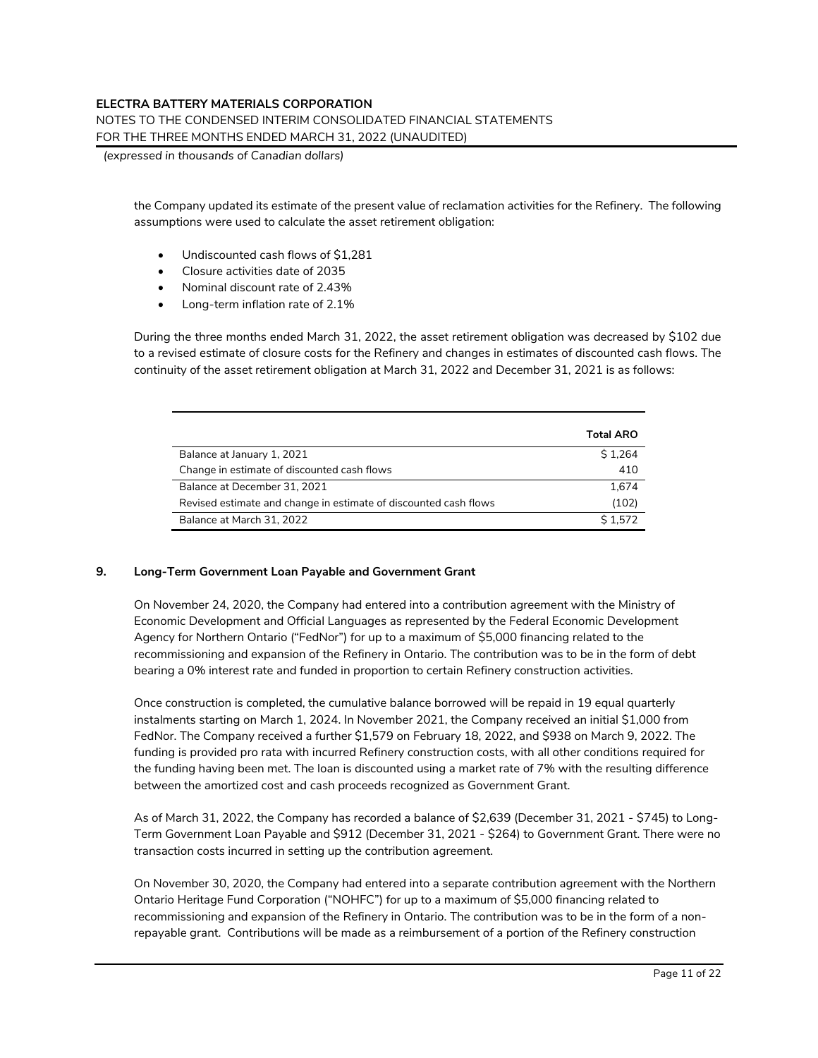the Company updated its estimate of the present value of reclamation activities for the Refinery. The following assumptions were used to calculate the asset retirement obligation:

- Undiscounted cash flows of $1,281
- Closure activities date of 2035
- Nominal discount rate of 2.43%
- Long-term inflation rate of 2.1%

During the three months ended March 31, 2022, the asset retirement obligation was decreased by $102 due to a revised estimate of closure costs for the Refinery and changes in estimates of discounted cash flows. The continuity of the asset retirement obligation at March 31, 2022 and December 31, 2021 is as follows:

| | Total ARO |
|---|---|
| Balance at January 1, 2021 | $ 1,264 |
| Change in estimate of discounted cash flows | 410 |
| Balance at December 31, 2021 | 1,674 |
| Revised estimate and change in estimate of discounted cash flows | (102) |
| Balance at March 31, 2022 | $ 1,572 |

## 9. Long-Term Government Loan Payable and Government Grant

On November 24, 2020, the Company had entered into a contribution agreement with the Ministry of Economic Development and Official Languages as represented by the Federal Economic Development Agency for Northern Ontario ("FedNor") for up to a maximum of $5,000 financing related to the recommissioning and expansion of the Refinery in Ontario. The contribution was to be in the form of debt bearing a 0% interest rate and funded in proportion to certain Refinery construction activities.

Once construction is completed, the cumulative balance borrowed will be repaid in 19 equal quarterly instalments starting on March 1, 2024. In November 2021, the Company received an initial $1,000 from FedNor. The Company received a further $1,579 on February 18, 2022, and $938 on March 9, 2022. The funding is provided pro rata with incurred Refinery construction costs, with all other conditions required for the funding having been met. The loan is discounted using a market rate of 7% with the resulting difference between the amortized cost and cash proceeds recognized as Government Grant.

As of March 31, 2022, the Company has recorded a balance of $2,639 (December 31, 2021 - $745) to Long-Term Government Loan Payable and $912 (December 31, 2021 - $264) to Government Grant. There were no transaction costs incurred in setting up the contribution agreement.

On November 30, 2020, the Company had entered into a separate contribution agreement with the Northern Ontario Heritage Fund Corporation ("NOHFC") for up to a maximum of $5,000 financing related to recommissioning and expansion of the Refinery in Ontario. The contribution was to be in the form of a non-repayable grant. Contributions will be made as a reimbursement of a portion of the Refinery construction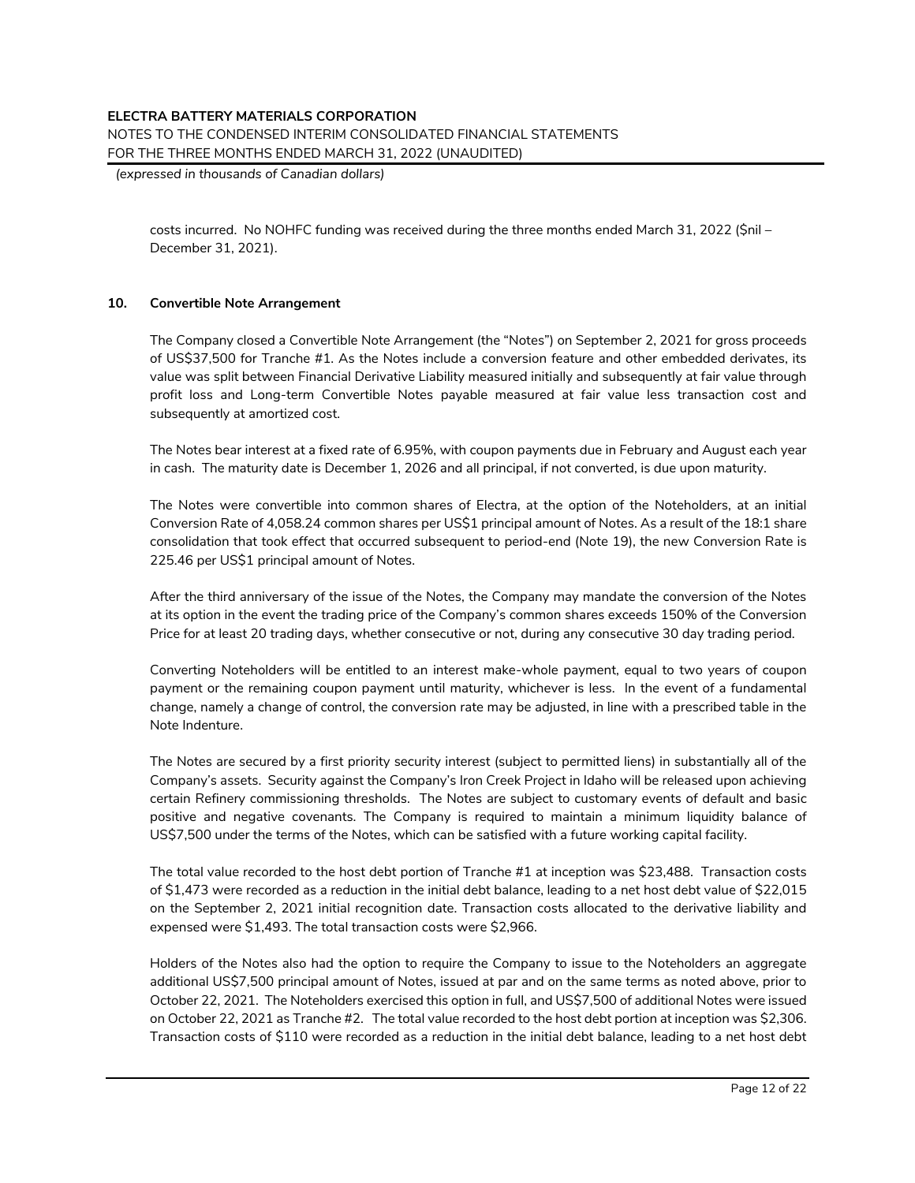costs incurred. No NOHFC funding was received during the three months ended March 31, 2022 ($nil – December 31, 2021).

## 10. Convertible Note Arrangement

The Company closed a Convertible Note Arrangement (the "Notes") on September 2, 2021 for gross proceeds of US$37,500 for Tranche #1. As the Notes include a conversion feature and other embedded derivates, its value was split between Financial Derivative Liability measured initially and subsequently at fair value through profit loss and Long-term Convertible Notes payable measured at fair value less transaction cost and subsequently at amortized cost.

The Notes bear interest at a fixed rate of 6.95%, with coupon payments due in February and August each year in cash. The maturity date is December 1, 2026 and all principal, if not converted, is due upon maturity.

The Notes were convertible into common shares of Electra, at the option of the Noteholders, at an initial Conversion Rate of 4,058.24 common shares per US$1 principal amount of Notes. As a result of the 18:1 share consolidation that took effect that occurred subsequent to period-end (Note 19), the new Conversion Rate is 225.46 per US$1 principal amount of Notes.

After the third anniversary of the issue of the Notes, the Company may mandate the conversion of the Notes at its option in the event the trading price of the Company's common shares exceeds 150% of the Conversion Price for at least 20 trading days, whether consecutive or not, during any consecutive 30 day trading period.

Converting Noteholders will be entitled to an interest make-whole payment, equal to two years of coupon payment or the remaining coupon payment until maturity, whichever is less. In the event of a fundamental change, namely a change of control, the conversion rate may be adjusted, in line with a prescribed table in the Note Indenture.

The Notes are secured by a first priority security interest (subject to permitted liens) in substantially all of the Company's assets. Security against the Company's Iron Creek Project in Idaho will be released upon achieving certain Refinery commissioning thresholds. The Notes are subject to customary events of default and basic positive and negative covenants. The Company is required to maintain a minimum liquidity balance of US$7,500 under the terms of the Notes, which can be satisfied with a future working capital facility.

The total value recorded to the host debt portion of Tranche #1 at inception was $23,488. Transaction costs of $1,473 were recorded as a reduction in the initial debt balance, leading to a net host debt value of $22,015 on the September 2, 2021 initial recognition date. Transaction costs allocated to the derivative liability and expensed were $1,493. The total transaction costs were $2,966.

Holders of the Notes also had the option to require the Company to issue to the Noteholders an aggregate additional US$7,500 principal amount of Notes, issued at par and on the same terms as noted above, prior to October 22, 2021. The Noteholders exercised this option in full, and US$7,500 of additional Notes were issued on October 22, 2021 as Tranche #2. The total value recorded to the host debt portion at inception was $2,306. Transaction costs of $110 were recorded as a reduction in the initial debt balance, leading to a net host debt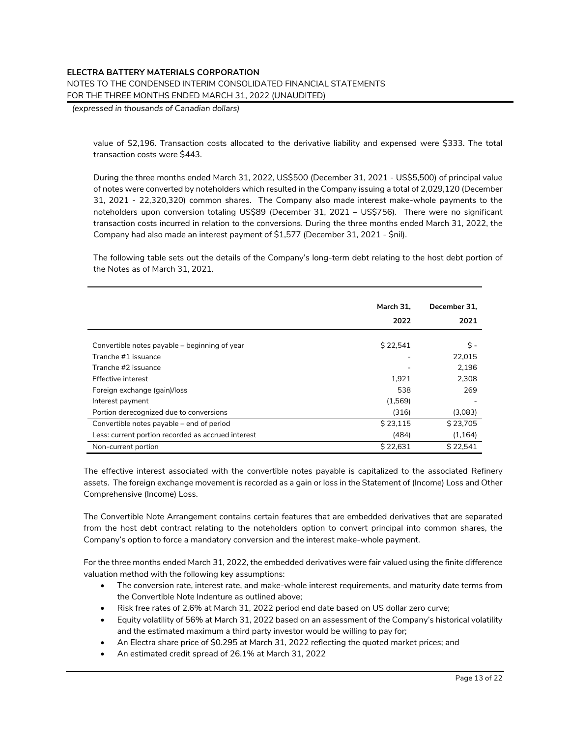value of $2,196. Transaction costs allocated to the derivative liability and expensed were $333. The total transaction costs were $443.

During the three months ended March 31, 2022, US$500 (December 31, 2021 - US$5,500) of principal value of notes were converted by noteholders which resulted in the Company issuing a total of 2,029,120 (December 31, 2021 - 22,320,320) common shares. The Company also made interest make-whole payments to the noteholders upon conversion totaling US$89 (December 31, 2021 – US$756). There were no significant transaction costs incurred in relation to the conversions. During the three months ended March 31, 2022, the Company had also made an interest payment of $1,577 (December 31, 2021 - $nil).

The following table sets out the details of the Company's long-term debt relating to the host debt portion of the Notes as of March 31, 2021.

| | March 31, 2022 | December 31, 2021 |
|---|---|---|
| Convertible notes payable – beginning of year | $ 22,541 | $ - |
| Tranche #1 issuance | - | 22,015 |
| Tranche #2 issuance | - | 2,196 |
| Effective interest | 1,921 | 2,308 |
| Foreign exchange (gain)/loss | 538 | 269 |
| Interest payment | (1,569) | - |
| Portion derecognized due to conversions | (316) | (3,083) |
| Convertible notes payable – end of period | $ 23,115 | $ 23,705 |
| Less: current portion recorded as accrued interest | (484) | (1,164) |
| Non-current portion | $ 22,631 | $ 22,541 |

The effective interest associated with the convertible notes payable is capitalized to the associated Refinery assets. The foreign exchange movement is recorded as a gain or loss in the Statement of (Income) Loss and Other Comprehensive (Income) Loss.

The Convertible Note Arrangement contains certain features that are embedded derivatives that are separated from the host debt contract relating to the noteholders option to convert principal into common shares, the Company's option to force a mandatory conversion and the interest make-whole payment.

For the three months ended March 31, 2022, the embedded derivatives were fair valued using the finite difference valuation method with the following key assumptions:

- The conversion rate, interest rate, and make-whole interest requirements, and maturity date terms from the Convertible Note Indenture as outlined above;
- Risk free rates of 2.6% at March 31, 2022 period end date based on US dollar zero curve;
- Equity volatility of 56% at March 31, 2022 based on an assessment of the Company's historical volatility and the estimated maximum a third party investor would be willing to pay for;
- An Electra share price of $0.295 at March 31, 2022 reflecting the quoted market prices; and
- An estimated credit spread of 26.1% at March 31, 2022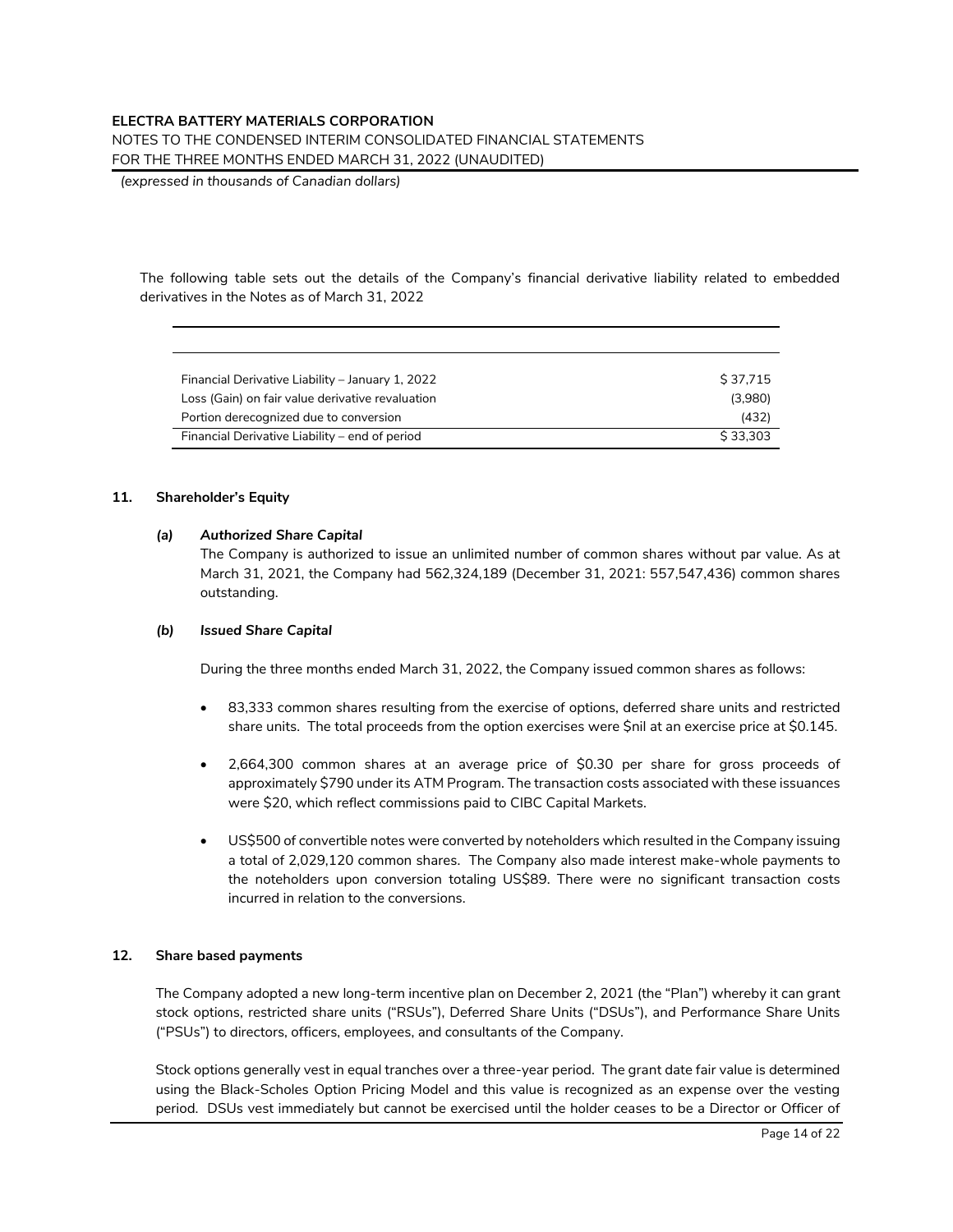The following table sets out the details of the Company's financial derivative liability related to embedded derivatives in the Notes as of March 31, 2022

| | |
|---|---|
| Financial Derivative Liability – January 1, 2022 | $ 37,715 |
| Loss (Gain) on fair value derivative revaluation | (3,980) |
| Portion derecognized due to conversion | (432) |
| Financial Derivative Liability – end of period | $ 33,303 |

## 11. Shareholder's Equity

### *(a) Authorized Share Capital*

The Company is authorized to issue an unlimited number of common shares without par value. As at March 31, 2021, the Company had 562,324,189 (December 31, 2021: 557,547,436) common shares outstanding.

### *(b) Issued Share Capital*

During the three months ended March 31, 2022, the Company issued common shares as follows:

- 83,333 common shares resulting from the exercise of options, deferred share units and restricted share units. The total proceeds from the option exercises were $nil at an exercise price at $0.145.
- 2,664,300 common shares at an average price of $0.30 per share for gross proceeds of approximately $790 under its ATM Program. The transaction costs associated with these issuances were $20, which reflect commissions paid to CIBC Capital Markets.
- US$500 of convertible notes were converted by noteholders which resulted in the Company issuing a total of 2,029,120 common shares. The Company also made interest make-whole payments to the noteholders upon conversion totaling US$89. There were no significant transaction costs incurred in relation to the conversions.

## 12. Share based payments

The Company adopted a new long-term incentive plan on December 2, 2021 (the "Plan") whereby it can grant stock options, restricted share units ("RSUs"), Deferred Share Units ("DSUs"), and Performance Share Units ("PSUs") to directors, officers, employees, and consultants of the Company.

Stock options generally vest in equal tranches over a three-year period. The grant date fair value is determined using the Black-Scholes Option Pricing Model and this value is recognized as an expense over the vesting period. DSUs vest immediately but cannot be exercised until the holder ceases to be a Director or Officer of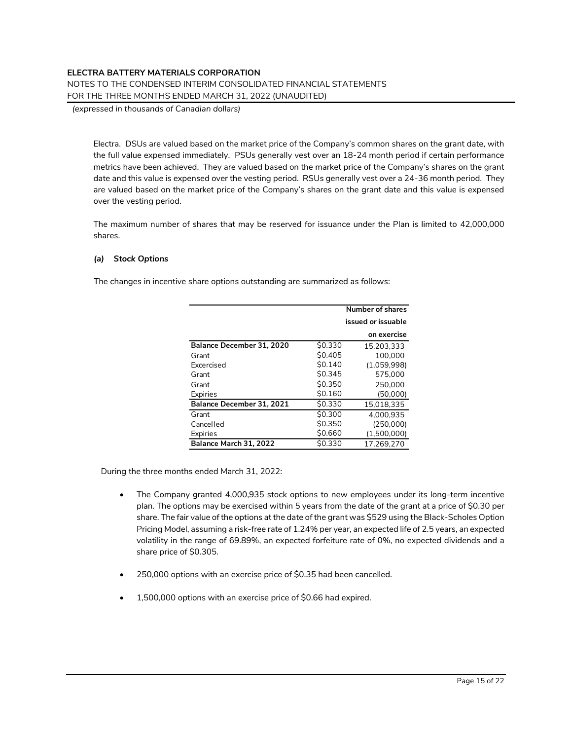Electra. DSUs are valued based on the market price of the Company's common shares on the grant date, with the full value expensed immediately. PSUs generally vest over an 18-24 month period if certain performance metrics have been achieved. They are valued based on the market price of the Company's shares on the grant date and this value is expensed over the vesting period. RSUs generally vest over a 24-36 month period. They are valued based on the market price of the Company's shares on the grant date and this value is expensed over the vesting period.

The maximum number of shares that may be reserved for issuance under the Plan is limited to 42,000,000 shares.

***(a) Stock Options***

The changes in incentive share options outstanding are summarized as follows:

| | | Number of shares issued or issuable on exercise |
|---|---|---|
| **Balance December 31, 2020** | $0.330 | 15,203,333 |
| Grant | $0.405 | 100,000 |
| Excercised | $0.140 | (1,059,998) |
| Grant | $0.345 | 575,000 |
| Grant | $0.350 | 250,000 |
| Expiries | $0.160 | (50,000) |
| **Balance December 31, 2021** | $0.330 | 15,018,335 |
| Grant | $0.300 | 4,000,935 |
| Cancelled | $0.350 | (250,000) |
| Expiries | $0.660 | (1,500,000) |
| **Balance March 31, 2022** | $0.330 | 17,269,270 |

During the three months ended March 31, 2022:

- The Company granted 4,000,935 stock options to new employees under its long-term incentive plan. The options may be exercised within 5 years from the date of the grant at a price of $0.30 per share. The fair value of the options at the date of the grant was $529 using the Black-Scholes Option Pricing Model, assuming a risk-free rate of 1.24% per year, an expected life of 2.5 years, an expected volatility in the range of 69.89%, an expected forfeiture rate of 0%, no expected dividends and a share price of $0.305.

- 250,000 options with an exercise price of $0.35 had been cancelled.

- 1,500,000 options with an exercise price of $0.66 had expired.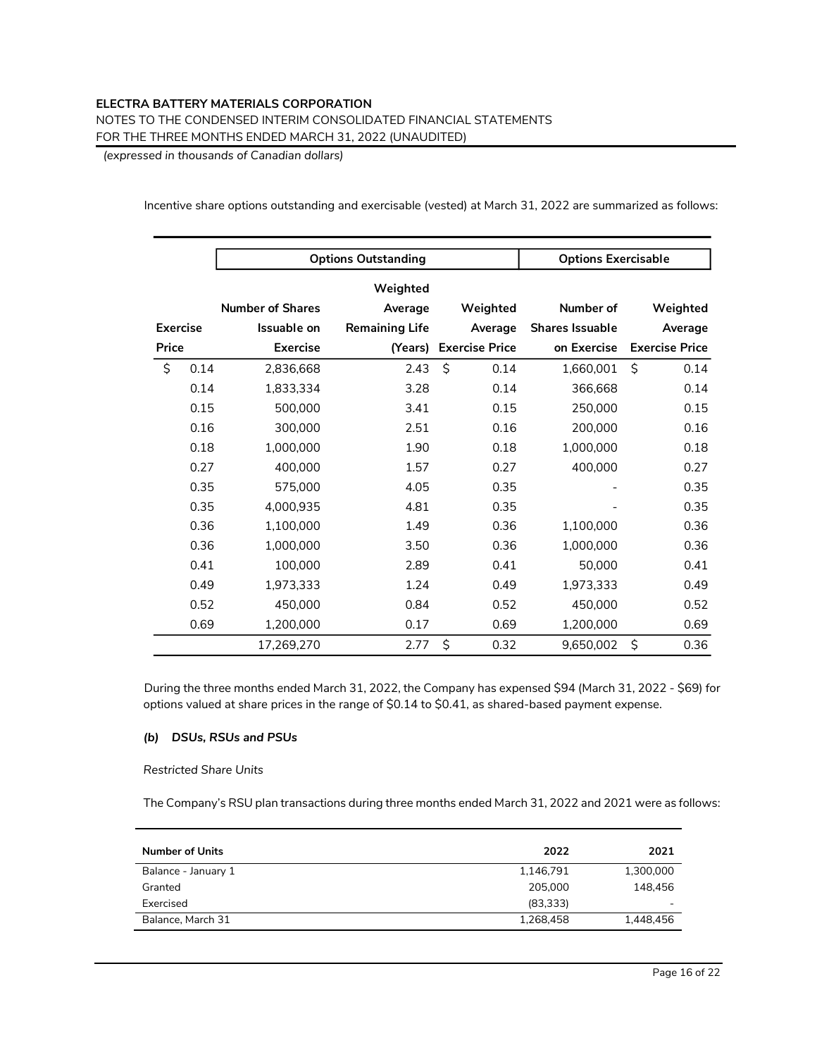Incentive share options outstanding and exercisable (vested) at March 31, 2022 are summarized as follows:

| | Options Outstanding | | | Options Exercisable | |
|---|---|---|---|---|---|
| Exercise Price | Number of Shares Issuable on Exercise | Weighted Average Remaining Life (Years) | Weighted Average Exercise Price | Number of Shares Issuable on Exercise | Weighted Average Exercise Price |
| $ 0.14 | 2,836,668 | 2.43 | $ 0.14 | 1,660,001 | $ 0.14 |
| 0.14 | 1,833,334 | 3.28 | 0.14 | 366,668 | 0.14 |
| 0.15 | 500,000 | 3.41 | 0.15 | 250,000 | 0.15 |
| 0.16 | 300,000 | 2.51 | 0.16 | 200,000 | 0.16 |
| 0.18 | 1,000,000 | 1.90 | 0.18 | 1,000,000 | 0.18 |
| 0.27 | 400,000 | 1.57 | 0.27 | 400,000 | 0.27 |
| 0.35 | 575,000 | 4.05 | 0.35 | - | 0.35 |
| 0.35 | 4,000,935 | 4.81 | 0.35 | - | 0.35 |
| 0.36 | 1,100,000 | 1.49 | 0.36 | 1,100,000 | 0.36 |
| 0.36 | 1,000,000 | 3.50 | 0.36 | 1,000,000 | 0.36 |
| 0.41 | 100,000 | 2.89 | 0.41 | 50,000 | 0.41 |
| 0.49 | 1,973,333 | 1.24 | 0.49 | 1,973,333 | 0.49 |
| 0.52 | 450,000 | 0.84 | 0.52 | 450,000 | 0.52 |
| 0.69 | 1,200,000 | 0.17 | 0.69 | 1,200,000 | 0.69 |
| | 17,269,270 | 2.77 | $ 0.32 | 9,650,002 | $ 0.36 |

During the three months ended March 31, 2022, the Company has expensed $94 (March 31, 2022 - $69) for options valued at share prices in the range of $0.14 to $0.41, as shared-based payment expense.

### *(b) DSUs, RSUs and PSUs*

*Restricted Share Units*

The Company's RSU plan transactions during three months ended March 31, 2022 and 2021 were as follows:

| Number of Units | 2022 | 2021 |
|---|---|---|
| Balance - January 1 | 1,146,791 | 1,300,000 |
| Granted | 205,000 | 148,456 |
| Exercised | (83,333) | - |
| Balance, March 31 | 1,268,458 | 1,448,456 |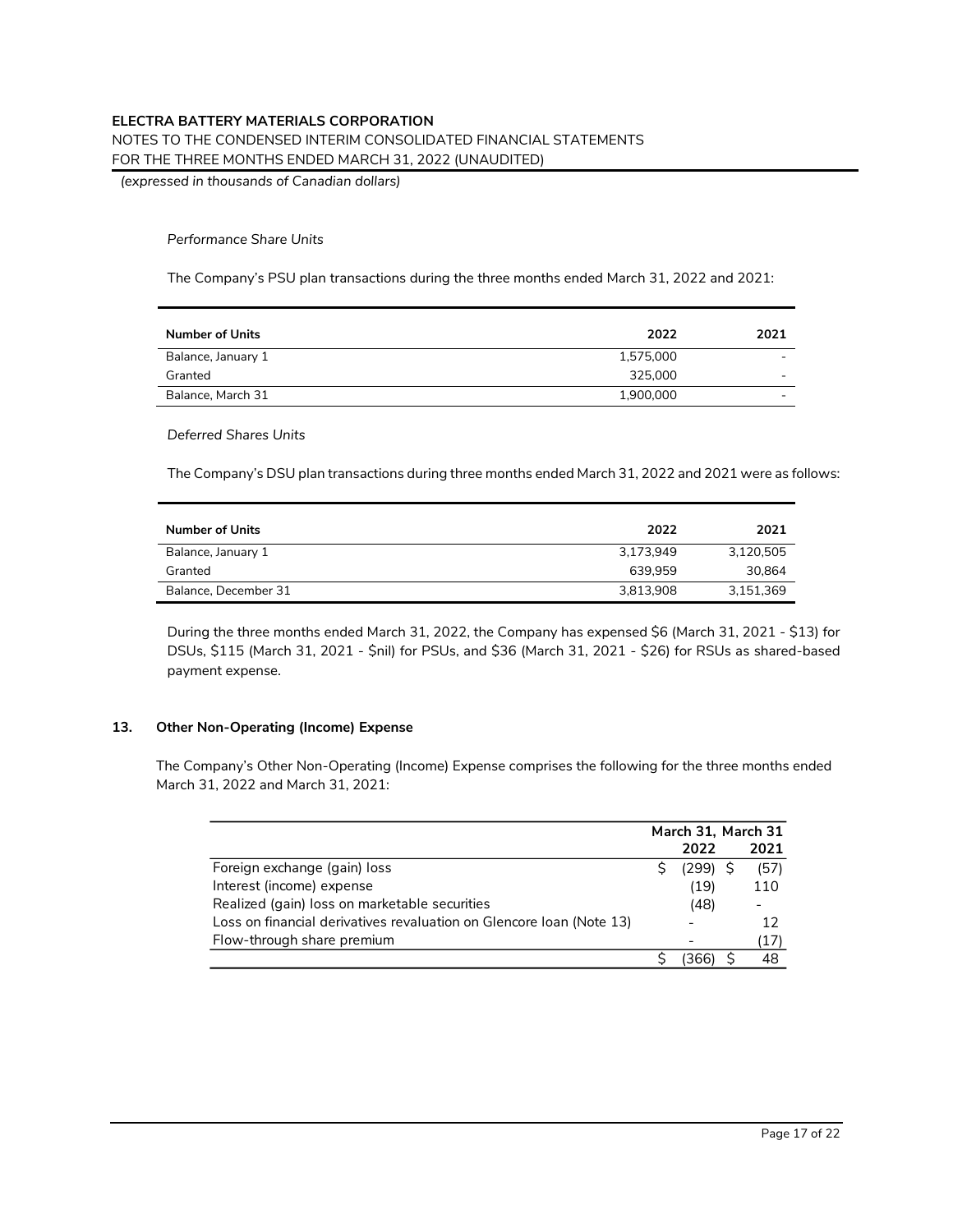*Performance Share Units*

The Company's PSU plan transactions during the three months ended March 31, 2022 and 2021:

| Number of Units | 2022 | 2021 |
|---|---|---|
| Balance, January 1 | 1,575,000 | - |
| Granted | 325,000 | - |
| Balance, March 31 | 1,900,000 | - |

*Deferred Shares Units*

The Company's DSU plan transactions during three months ended March 31, 2022 and 2021 were as follows:

| Number of Units | 2022 | 2021 |
|---|---|---|
| Balance, January 1 | 3,173,949 | 3,120,505 |
| Granted | 639,959 | 30,864 |
| Balance, December 31 | 3,813,908 | 3,151,369 |

During the three months ended March 31, 2022, the Company has expensed $6 (March 31, 2021 - $13) for DSUs, $115 (March 31, 2021 - $nil) for PSUs, and $36 (March 31, 2021 - $26) for RSUs as shared-based payment expense.

## 13. Other Non-Operating (Income) Expense

The Company's Other Non-Operating (Income) Expense comprises the following for the three months ended March 31, 2022 and March 31, 2021:

| | March 31, 2022 | March 31 2021 |
|---|---|---|
| Foreign exchange (gain) loss | $ (299) | $ (57) |
| Interest (income) expense | (19) | 110 |
| Realized (gain) loss on marketable securities | (48) | - |
| Loss on financial derivatives revaluation on Glencore loan (Note 13) | - | 12 |
| Flow-through share premium | - | (17) |
| | $ (366) | $ 48 |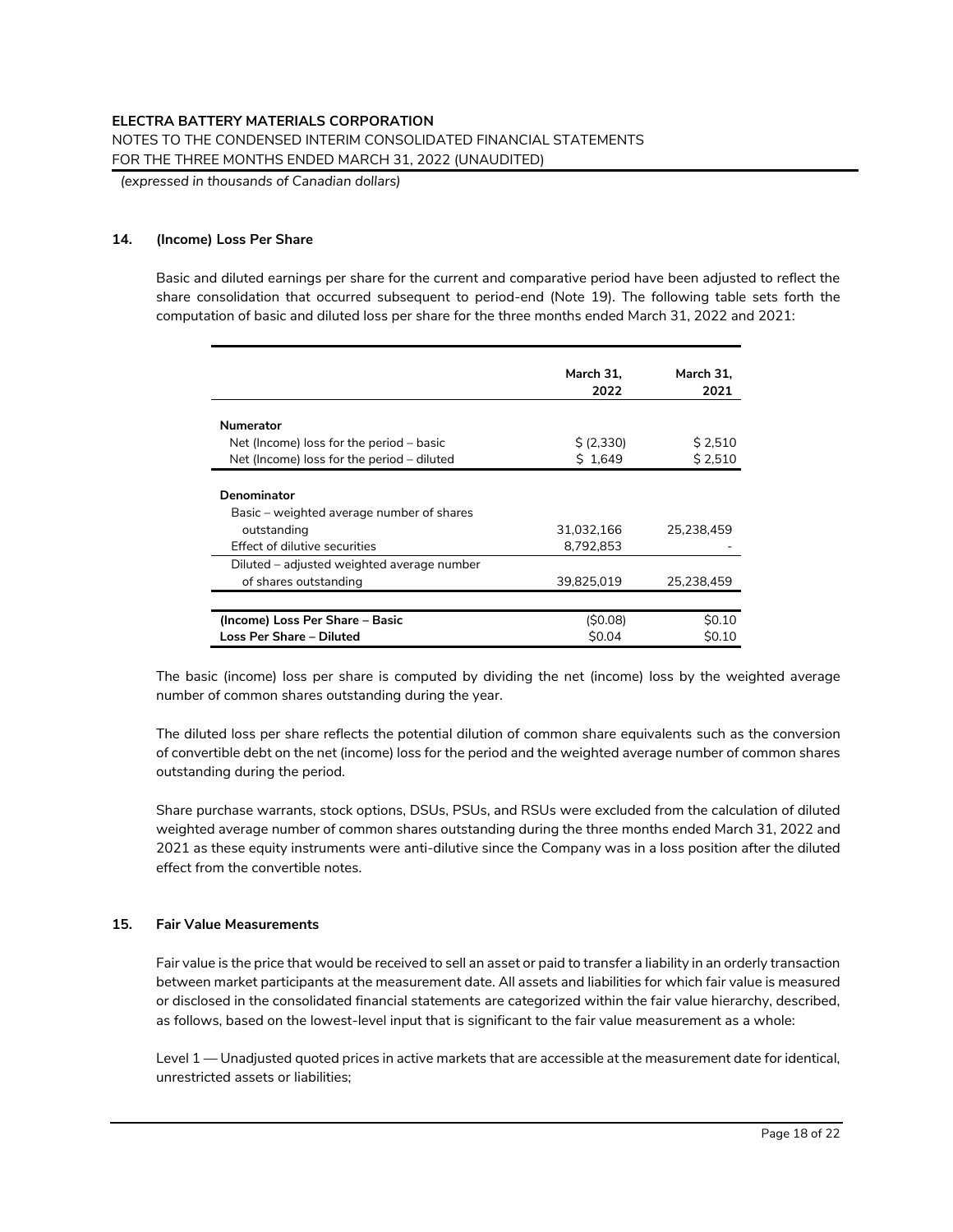**ELECTRA BATTERY MATERIALS CORPORATION**

NOTES TO THE CONDENSED INTERIM CONSOLIDATED FINANCIAL STATEMENTS

FOR THE THREE MONTHS ENDED MARCH 31, 2022 (UNAUDITED)

*(expressed in thousands of Canadian dollars)*

## 14. (Income) Loss Per Share

Basic and diluted earnings per share for the current and comparative period have been adjusted to reflect the share consolidation that occurred subsequent to period-end (Note 19). The following table sets forth the computation of basic and diluted loss per share for the three months ended March 31, 2022 and 2021:

| | March 31, 2022 | March 31, 2021 |
|---|---|---|
| **Numerator** | | |
| Net (Income) loss for the period – basic | $ (2,330) | $ 2,510 |
| Net (Income) loss for the period – diluted | $ 1,649 | $ 2,510 |
| **Denominator** | | |
| Basic – weighted average number of shares outstanding | 31,032,166 | 25,238,459 |
| Effect of dilutive securities | 8,792,853 | - |
| Diluted – adjusted weighted average number of shares outstanding | 39,825,019 | 25,238,459 |
| **(Income) Loss Per Share – Basic** | ($0.08) | $0.10 |
| **Loss Per Share – Diluted** | $0.04 | $0.10 |

The basic (income) loss per share is computed by dividing the net (income) loss by the weighted average number of common shares outstanding during the year.

The diluted loss per share reflects the potential dilution of common share equivalents such as the conversion of convertible debt on the net (income) loss for the period and the weighted average number of common shares outstanding during the period.

Share purchase warrants, stock options, DSUs, PSUs, and RSUs were excluded from the calculation of diluted weighted average number of common shares outstanding during the three months ended March 31, 2022 and 2021 as these equity instruments were anti-dilutive since the Company was in a loss position after the diluted effect from the convertible notes.

## 15. Fair Value Measurements

Fair value is the price that would be received to sell an asset or paid to transfer a liability in an orderly transaction between market participants at the measurement date. All assets and liabilities for which fair value is measured or disclosed in the consolidated financial statements are categorized within the fair value hierarchy, described, as follows, based on the lowest-level input that is significant to the fair value measurement as a whole:

Level 1 — Unadjusted quoted prices in active markets that are accessible at the measurement date for identical, unrestricted assets or liabilities;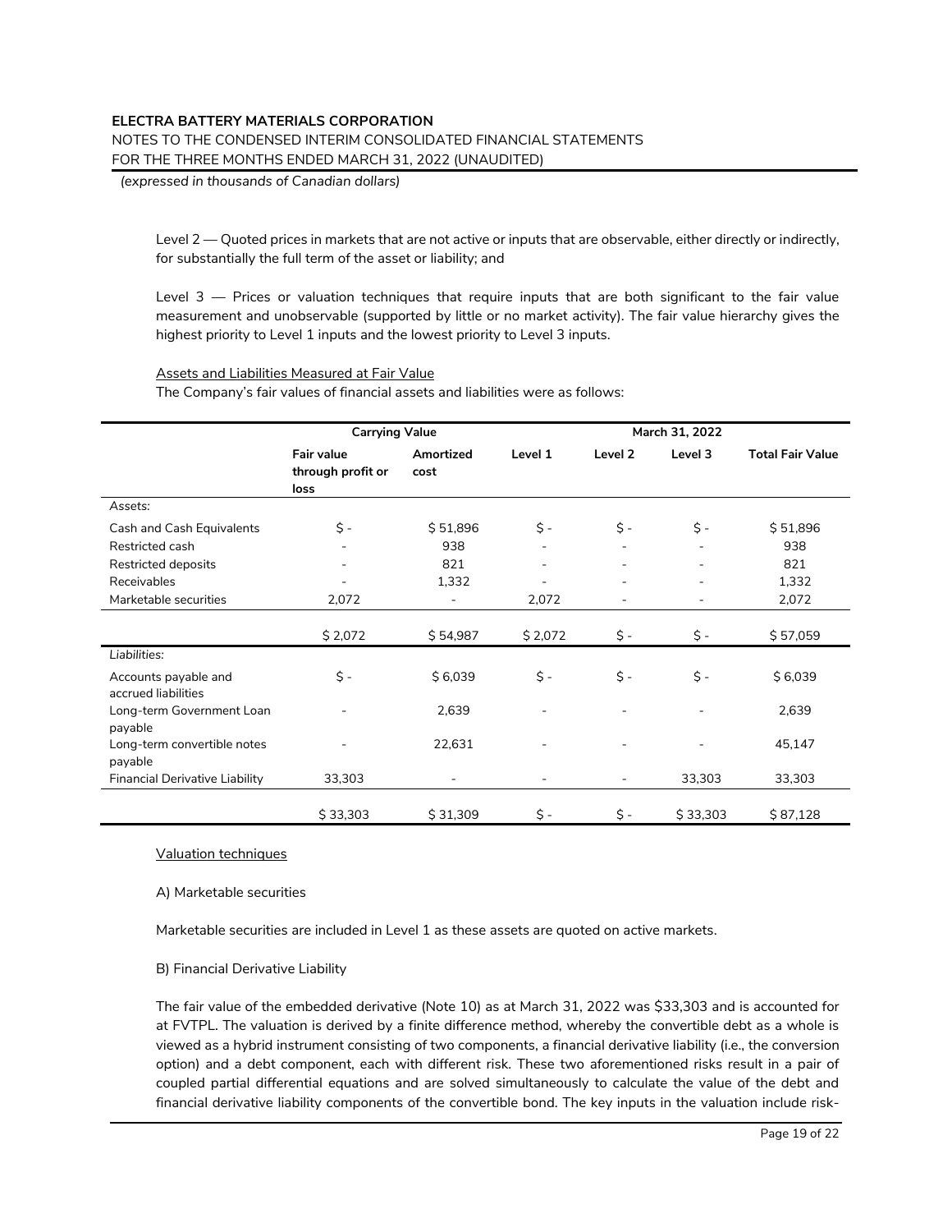Level 2 — Quoted prices in markets that are not active or inputs that are observable, either directly or indirectly, for substantially the full term of the asset or liability; and

Level 3 — Prices or valuation techniques that require inputs that are both significant to the fair value measurement and unobservable (supported by little or no market activity). The fair value hierarchy gives the highest priority to Level 1 inputs and the lowest priority to Level 3 inputs.

Assets and Liabilities Measured at Fair Value

The Company's fair values of financial assets and liabilities were as follows:

| | Carrying Value | | March 31, 2022 | | | |
|---|---|---|---|---|---|---|
| | **Fair value through profit or loss** | **Amortized cost** | **Level 1** | **Level 2** | **Level 3** | **Total Fair Value** |
| Assets: | | | | | | |
| Cash and Cash Equivalents | $ - | $ 51,896 | $ - | $ - | $ - | $ 51,896 |
| Restricted cash | - | 938 | - | - | - | 938 |
| Restricted deposits | - | 821 | - | - | - | 821 |
| Receivables | - | 1,332 | - | - | - | 1,332 |
| Marketable securities | 2,072 | - | 2,072 | - | - | 2,072 |
| | $ 2,072 | $ 54,987 | $ 2,072 | $ - | $ - | $ 57,059 |
| *Liabilities:* | | | | | | |
| Accounts payable and accrued liabilities | $ - | $ 6,039 | $ - | $ - | $ - | $ 6,039 |
| Long-term Government Loan payable | - | 2,639 | - | - | - | 2,639 |
| Long-term convertible notes payable | - | 22,631 | - | - | - | 45,147 |
| Financial Derivative Liability | 33,303 | - | - | - | 33,303 | 33,303 |
| | $ 33,303 | $ 31,309 | $ - | $ - | $ 33,303 | $ 87,128 |

Valuation techniques

A) Marketable securities

Marketable securities are included in Level 1 as these assets are quoted on active markets.

B) Financial Derivative Liability

The fair value of the embedded derivative (Note 10) as at March 31, 2022 was $33,303 and is accounted for at FVTPL. The valuation is derived by a finite difference method, whereby the convertible debt as a whole is viewed as a hybrid instrument consisting of two components, a financial derivative liability (i.e., the conversion option) and a debt component, each with different risk. These two aforementioned risks result in a pair of coupled partial differential equations and are solved simultaneously to calculate the value of the debt and financial derivative liability components of the convertible bond. The key inputs in the valuation include risk-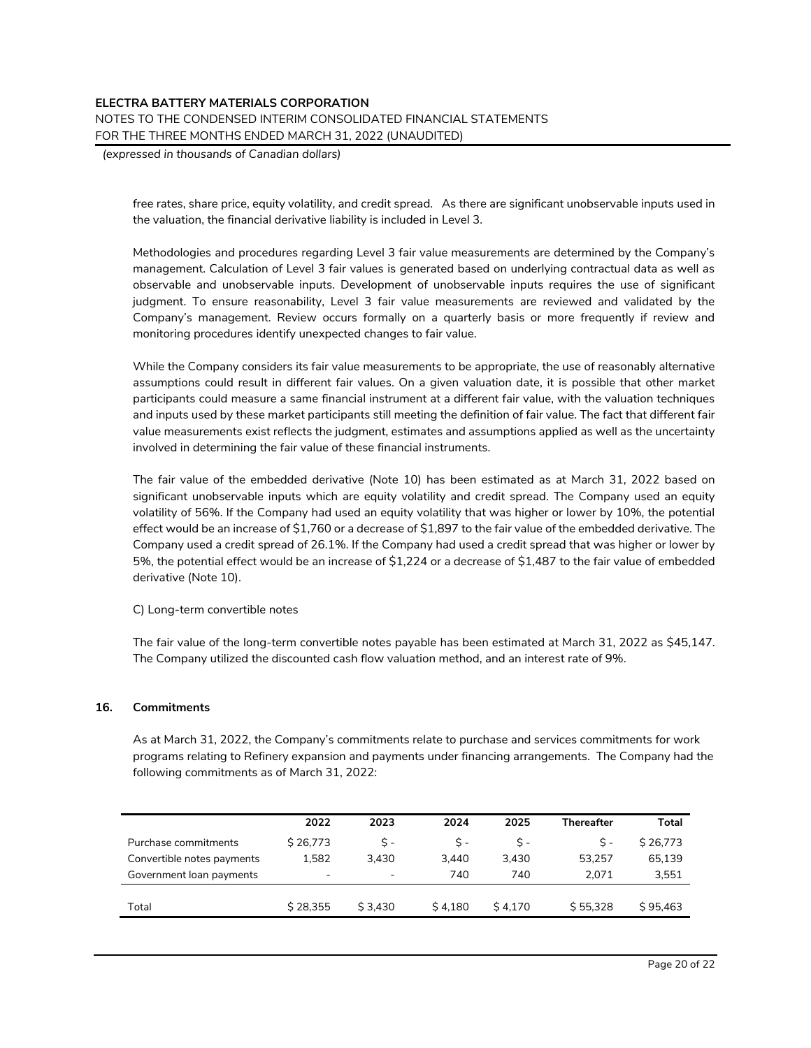free rates, share price, equity volatility, and credit spread. As there are significant unobservable inputs used in the valuation, the financial derivative liability is included in Level 3.

Methodologies and procedures regarding Level 3 fair value measurements are determined by the Company's management. Calculation of Level 3 fair values is generated based on underlying contractual data as well as observable and unobservable inputs. Development of unobservable inputs requires the use of significant judgment. To ensure reasonability, Level 3 fair value measurements are reviewed and validated by the Company's management. Review occurs formally on a quarterly basis or more frequently if review and monitoring procedures identify unexpected changes to fair value.

While the Company considers its fair value measurements to be appropriate, the use of reasonably alternative assumptions could result in different fair values. On a given valuation date, it is possible that other market participants could measure a same financial instrument at a different fair value, with the valuation techniques and inputs used by these market participants still meeting the definition of fair value. The fact that different fair value measurements exist reflects the judgment, estimates and assumptions applied as well as the uncertainty involved in determining the fair value of these financial instruments.

The fair value of the embedded derivative (Note 10) has been estimated as at March 31, 2022 based on significant unobservable inputs which are equity volatility and credit spread. The Company used an equity volatility of 56%. If the Company had used an equity volatility that was higher or lower by 10%, the potential effect would be an increase of $1,760 or a decrease of $1,897 to the fair value of the embedded derivative. The Company used a credit spread of 26.1%. If the Company had used a credit spread that was higher or lower by 5%, the potential effect would be an increase of $1,224 or a decrease of $1,487 to the fair value of embedded derivative (Note 10).

C) Long-term convertible notes

The fair value of the long-term convertible notes payable has been estimated at March 31, 2022 as $45,147. The Company utilized the discounted cash flow valuation method, and an interest rate of 9%.

## 16. Commitments

As at March 31, 2022, the Company's commitments relate to purchase and services commitments for work programs relating to Refinery expansion and payments under financing arrangements. The Company had the following commitments as of March 31, 2022:

| | 2022 | 2023 | 2024 | 2025 | Thereafter | Total |
|---|---|---|---|---|---|---|
| Purchase commitments | $ 26,773 | $ - | $ - | $ - | $ - | $ 26,773 |
| Convertible notes payments | 1,582 | 3,430 | 3,440 | 3,430 | 53,257 | 65,139 |
| Government loan payments | - | - | 740 | 740 | 2,071 | 3,551 |
| Total | $ 28,355 | $ 3,430 | $ 4,180 | $ 4,170 | $ 55,328 | $ 95,463 |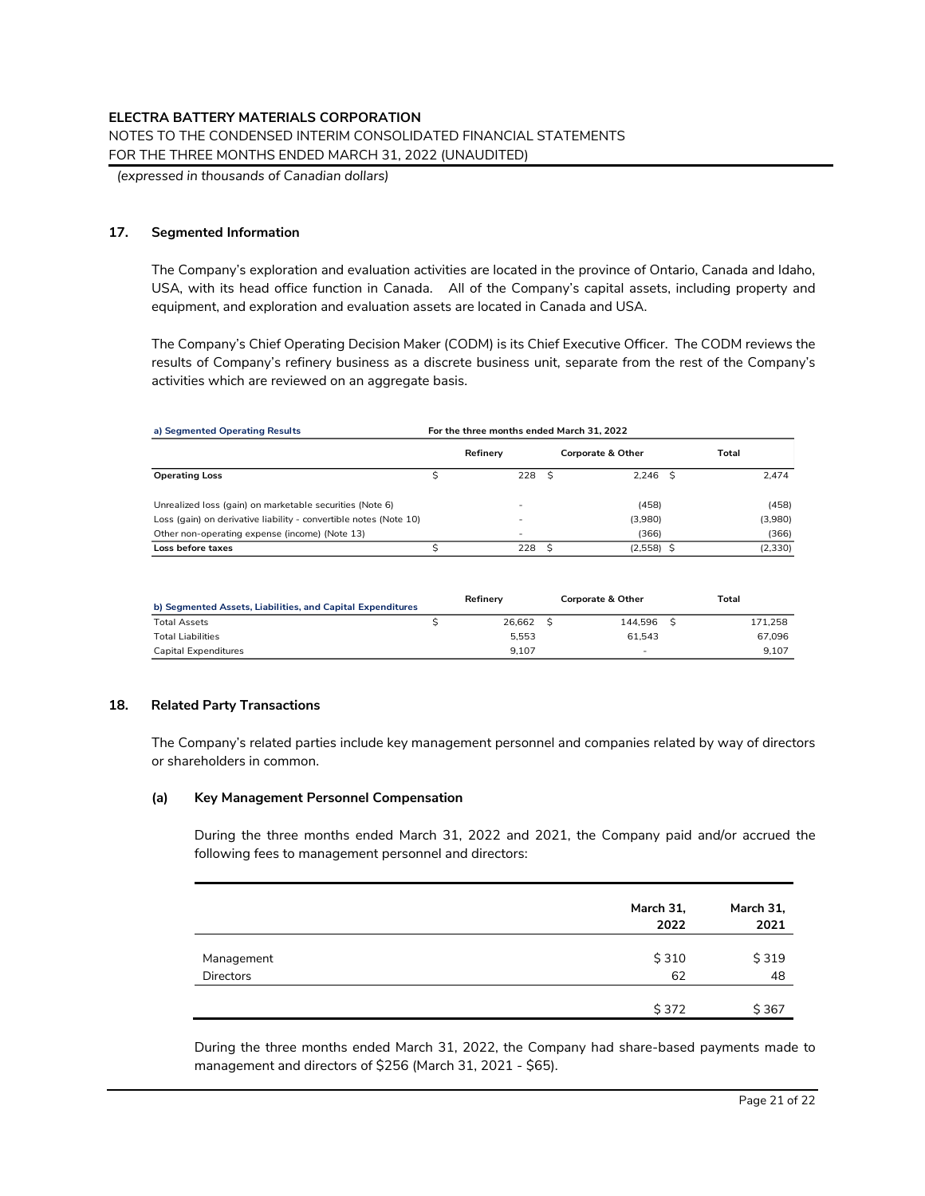**ELECTRA BATTERY MATERIALS CORPORATION**
NOTES TO THE CONDENSED INTERIM CONSOLIDATED FINANCIAL STATEMENTS
FOR THE THREE MONTHS ENDED MARCH 31, 2022 (UNAUDITED)
*(expressed in thousands of Canadian dollars)*

## 17. Segmented Information

The Company's exploration and evaluation activities are located in the province of Ontario, Canada and Idaho, USA, with its head office function in Canada. All of the Company's capital assets, including property and equipment, and exploration and evaluation assets are located in Canada and USA.

The Company's Chief Operating Decision Maker (CODM) is its Chief Executive Officer. The CODM reviews the results of Company's refinery business as a discrete business unit, separate from the rest of the Company's activities which are reviewed on an aggregate basis.

| a) Segmented Operating Results | For the three months ended March 31, 2022 | | |
|---|---|---|---|
| | Refinery | Corporate & Other | Total |
| **Operating Loss** | $ 228 | $ 2,246 | $ 2,474 |
| Unrealized loss (gain) on marketable securities (Note 6) | - | (458) | (458) |
| Loss (gain) on derivative liability - convertible notes (Note 10) | - | (3,980) | (3,980) |
| Other non-operating expense (income) (Note 13) | - | (366) | (366) |
| **Loss before taxes** | $ 228 | $ (2,558) | $ (2,330) |

| b) Segmented Assets, Liabilities, and Capital Expenditures | Refinery | Corporate & Other | Total |
|---|---|---|---|
| Total Assets | $ 26,662 | $ 144,596 | $ 171,258 |
| Total Liabilities | 5,553 | 61,543 | 67,096 |
| Capital Expenditures | 9,107 | - | 9,107 |

## 18. Related Party Transactions

The Company's related parties include key management personnel and companies related by way of directors or shareholders in common.

### (a) Key Management Personnel Compensation

During the three months ended March 31, 2022 and 2021, the Company paid and/or accrued the following fees to management personnel and directors:

| | March 31, 2022 | March 31, 2021 |
|---|---|---|
| Management | $ 310 | $ 319 |
| Directors | 62 | 48 |
| | $ 372 | $ 367 |

During the three months ended March 31, 2022, the Company had share-based payments made to management and directors of $256 (March 31, 2021 - $65).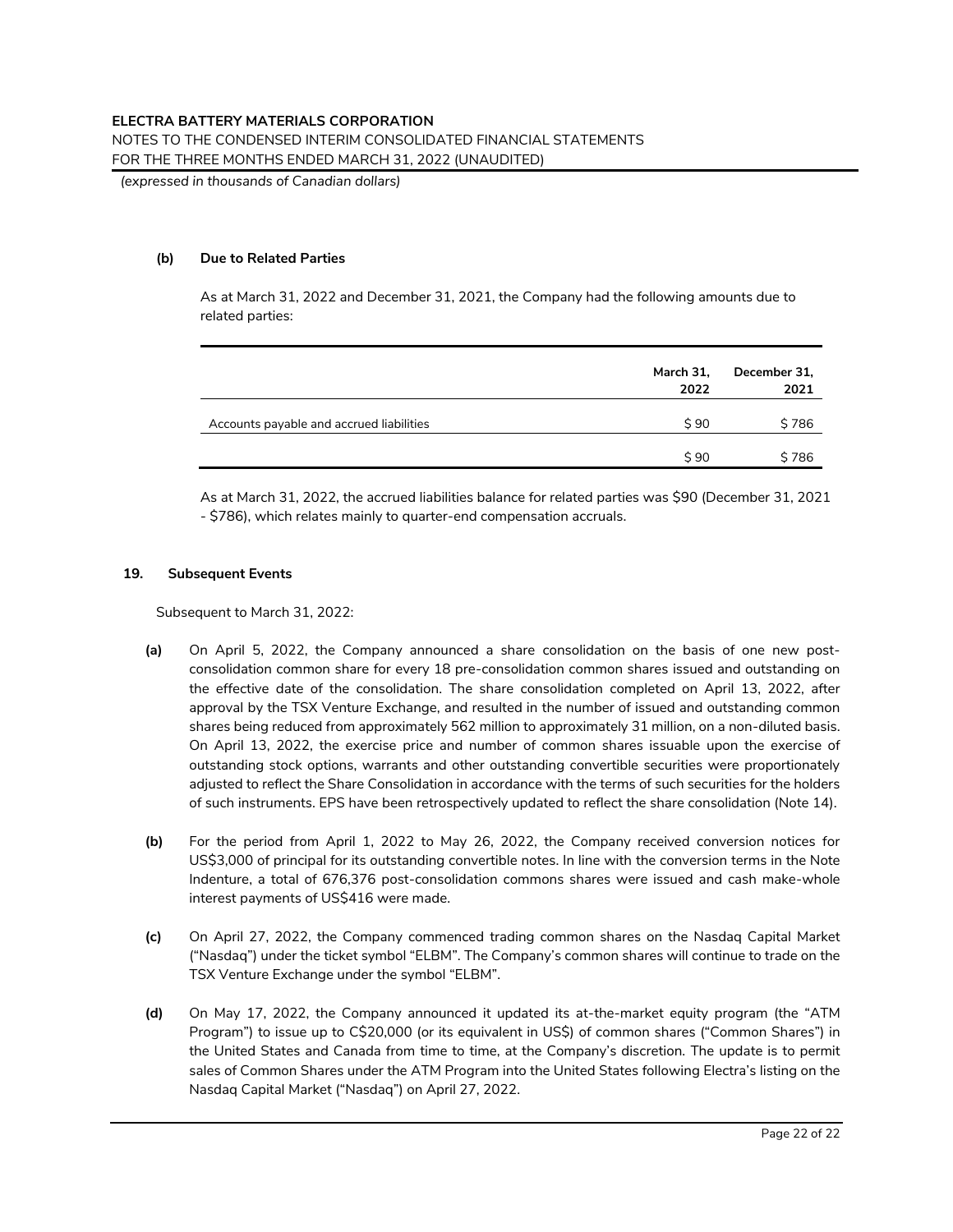#### (b) Due to Related Parties

As at March 31, 2022 and December 31, 2021, the Company had the following amounts due to related parties:

| | March 31, 2022 | December 31, 2021 |
|---|---|---|
| Accounts payable and accrued liabilities | $ 90 | $ 786 |
| | $ 90 | $ 786 |

As at March 31, 2022, the accrued liabilities balance for related parties was $90 (December 31, 2021 - $786), which relates mainly to quarter-end compensation accruals.

### 19. Subsequent Events

Subsequent to March 31, 2022:

**(a)** On April 5, 2022, the Company announced a share consolidation on the basis of one new post-consolidation common share for every 18 pre-consolidation common shares issued and outstanding on the effective date of the consolidation. The share consolidation completed on April 13, 2022, after approval by the TSX Venture Exchange, and resulted in the number of issued and outstanding common shares being reduced from approximately 562 million to approximately 31 million, on a non-diluted basis. On April 13, 2022, the exercise price and number of common shares issuable upon the exercise of outstanding stock options, warrants and other outstanding convertible securities were proportionately adjusted to reflect the Share Consolidation in accordance with the terms of such securities for the holders of such instruments. EPS have been retrospectively updated to reflect the share consolidation (Note 14).

**(b)** For the period from April 1, 2022 to May 26, 2022, the Company received conversion notices for US$3,000 of principal for its outstanding convertible notes. In line with the conversion terms in the Note Indenture, a total of 676,376 post-consolidation commons shares were issued and cash make-whole interest payments of US$416 were made.

**(c)** On April 27, 2022, the Company commenced trading common shares on the Nasdaq Capital Market ("Nasdaq") under the ticket symbol "ELBM". The Company's common shares will continue to trade on the TSX Venture Exchange under the symbol "ELBM".

**(d)** On May 17, 2022, the Company announced it updated its at-the-market equity program (the "ATM Program") to issue up to C$20,000 (or its equivalent in US$) of common shares ("Common Shares") in the United States and Canada from time to time, at the Company's discretion. The update is to permit sales of Common Shares under the ATM Program into the United States following Electra's listing on the Nasdaq Capital Market ("Nasdaq") on April 27, 2022.